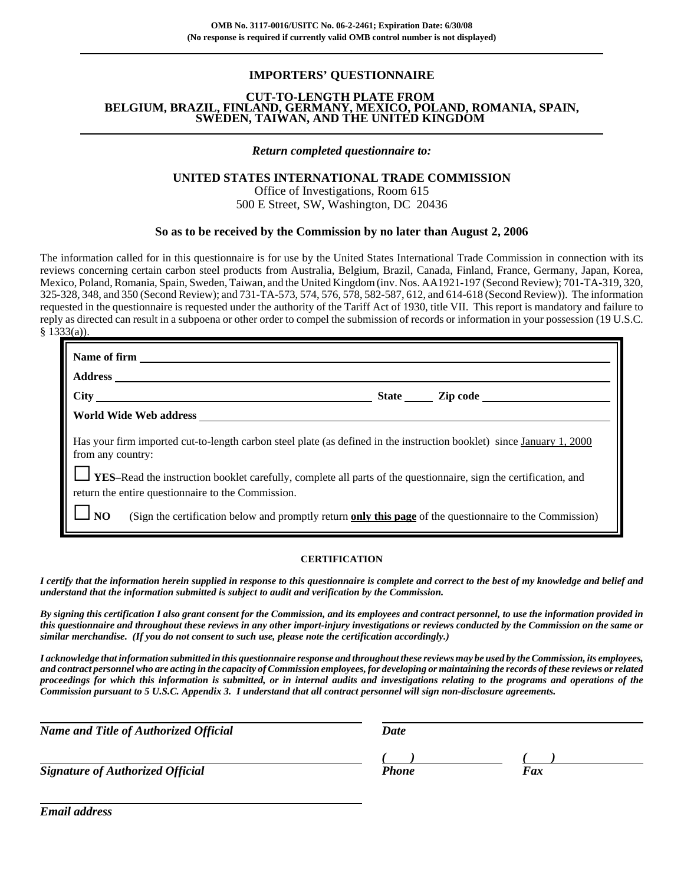**OMB No. 3117-0016/USITC No. 06-2-2461; Expiration Date: 6/30/08**
**(No response is required if currently valid OMB control number is not displayed)**

# IMPORTERS' QUESTIONNAIRE

## CUT-TO-LENGTH PLATE FROM BELGIUM, BRAZIL, FINLAND, GERMANY, MEXICO, POLAND, ROMANIA, SPAIN, SWEDEN, TAIWAN, AND THE UNITED KINGDOM

*Return completed questionnaire to:*

**UNITED STATES INTERNATIONAL TRADE COMMISSION**
Office of Investigations, Room 615
500 E Street, SW, Washington, DC 20436

**So as to be received by the Commission by no later than August 2, 2006**

The information called for in this questionnaire is for use by the United States International Trade Commission in connection with its reviews concerning certain carbon steel products from Australia, Belgium, Brazil, Canada, Finland, France, Germany, Japan, Korea, Mexico, Poland, Romania, Spain, Sweden, Taiwan, and the United Kingdom (inv. Nos. AA1921-197 (Second Review); 701-TA-319, 320, 325-328, 348, and 350 (Second Review); and 731-TA-573, 574, 576, 578, 582-587, 612, and 614-618 (Second Review)). The information requested in the questionnaire is requested under the authority of the Tariff Act of 1930, title VII. This report is mandatory and failure to reply as directed can result in a subpoena or other order to compel the submission of records or information in your possession (19 U.S.C. § 1333(a)).

**Name of firm** ______________________________

**Address** ______________________________

**City** ____________________ **State** _____ **Zip code** ____________

**World Wide Web address** ______________________________

Has your firm imported cut-to-length carbon steel plate (as defined in the instruction booklet) since January 1, 2000 from any country:

☐ **YES**–Read the instruction booklet carefully, complete all parts of the questionnaire, sign the certification, and return the entire questionnaire to the Commission.

☐ **NO** (Sign the certification below and promptly return **only this page** of the questionnaire to the Commission)

### CERTIFICATION

***I certify that the information herein supplied in response to this questionnaire is complete and correct to the best of my knowledge and belief and understand that the information submitted is subject to audit and verification by the Commission.***

***By signing this certification I also grant consent for the Commission, and its employees and contract personnel, to use the information provided in this questionnaire and throughout these reviews in any other import-injury investigations or reviews conducted by the Commission on the same or similar merchandise. (If you do not consent to such use, please note the certification accordingly.)***

***I acknowledge that information submitted in this questionnaire response and throughout these reviews may be used by the Commission, its employees, and contract personnel who are acting in the capacity of Commission employees, for developing or maintaining the records of these reviews or related proceedings for which this information is submitted, or in internal audits and investigations relating to the programs and operations of the Commission pursuant to 5 U.S.C. Appendix 3. I understand that all contract personnel will sign non-disclosure agreements.***

______________________________ ______________________________
***Name and Title of Authorized Official*** ***Date***

______________________________ ***(   )*** ____________ ***(   )*** ____________
***Signature of Authorized Official*** ***Phone*** ***Fax***

______________________________
***Email address***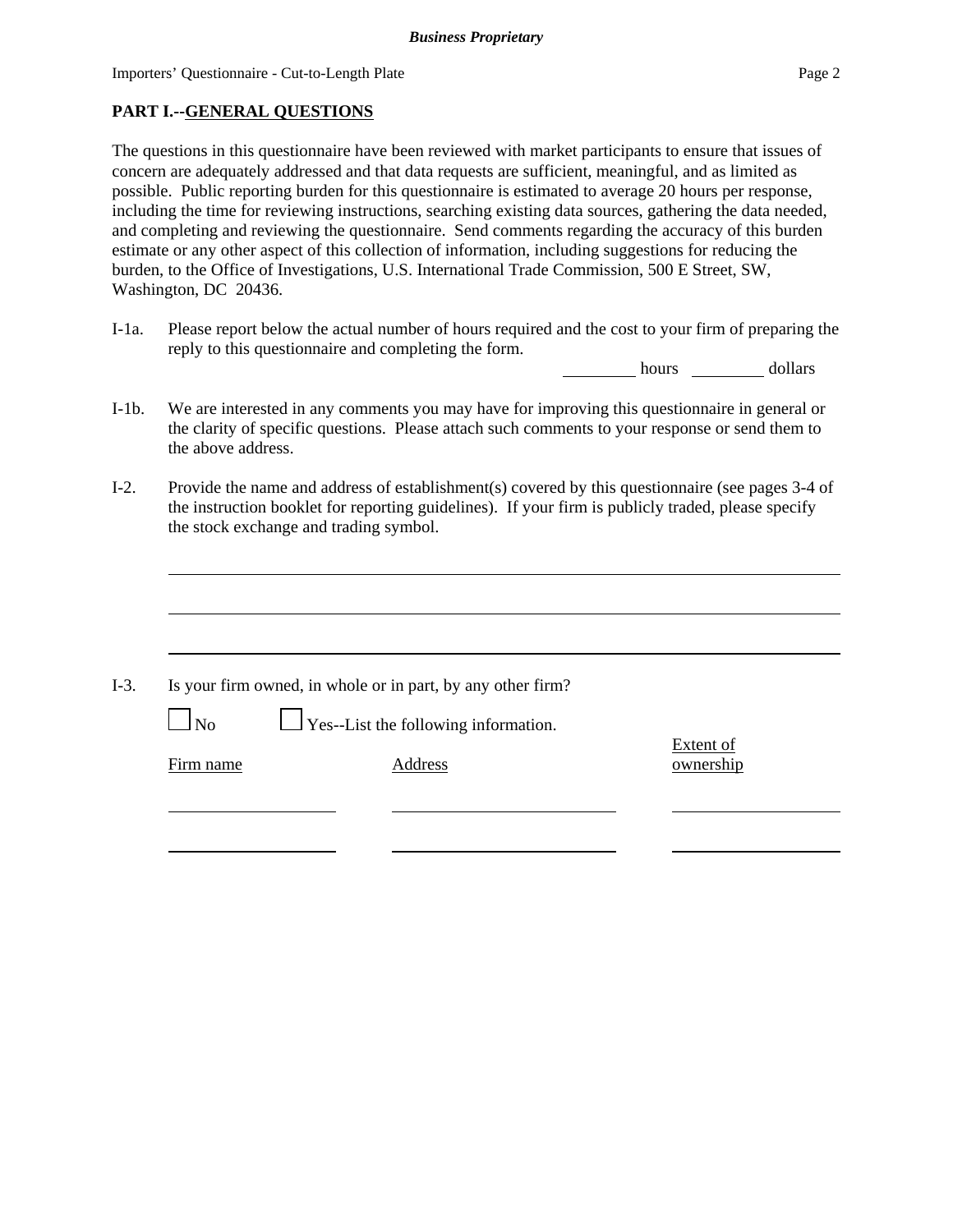## PART I.--GENERAL QUESTIONS

The questions in this questionnaire have been reviewed with market participants to ensure that issues of concern are adequately addressed and that data requests are sufficient, meaningful, and as limited as possible. Public reporting burden for this questionnaire is estimated to average 20 hours per response, including the time for reviewing instructions, searching existing data sources, gathering the data needed, and completing and reviewing the questionnaire. Send comments regarding the accuracy of this burden estimate or any other aspect of this collection of information, including suggestions for reducing the burden, to the Office of Investigations, U.S. International Trade Commission, 500 E Street, SW, Washington, DC 20436.

I-1a. Please report below the actual number of hours required and the cost to your firm of preparing the reply to this questionnaire and completing the form.

________ hours ________ dollars

I-1b. We are interested in any comments you may have for improving this questionnaire in general or the clarity of specific questions. Please attach such comments to your response or send them to the above address.

I-2. Provide the name and address of establishment(s) covered by this questionnaire (see pages 3-4 of the instruction booklet for reporting guidelines). If your firm is publicly traded, please specify the stock exchange and trading symbol.

______________________________________________________________________

______________________________________________________________________

______________________________________________________________________

I-3. Is your firm owned, in whole or in part, by any other firm?

☐ No ☐ Yes--List the following information.

| Firm name | Address | Extent of ownership |
| --- | --- | --- |
| | | |
| | | |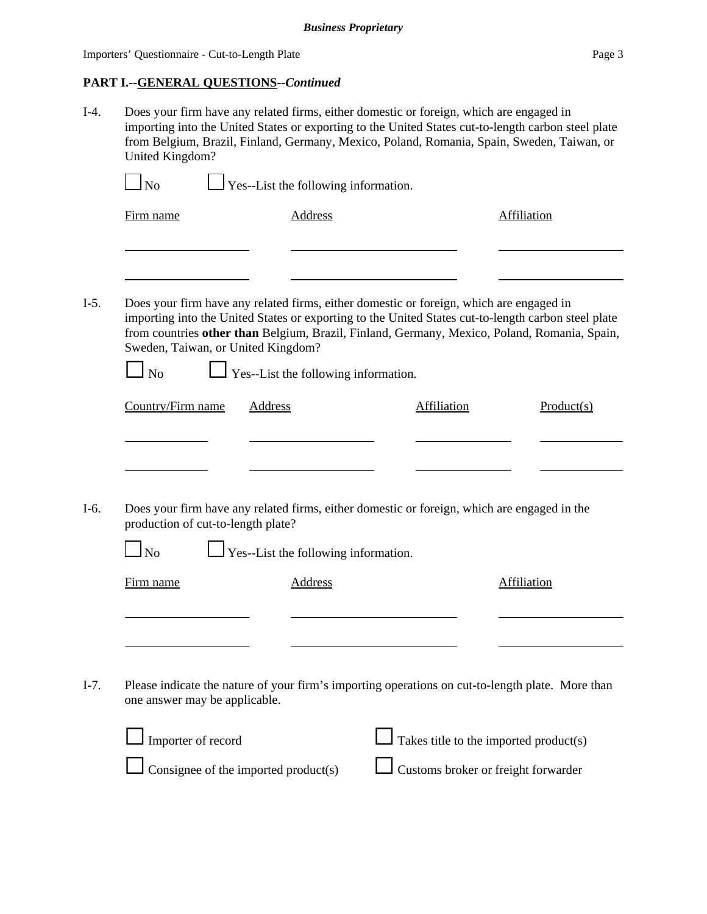**PART I.--GENERAL QUESTIONS--*Continued***

I-4. Does your firm have any related firms, either domestic or foreign, which are engaged in importing into the United States or exporting to the United States cut-to-length carbon steel plate from Belgium, Brazil, Finland, Germany, Mexico, Poland, Romania, Spain, Sweden, Taiwan, or United Kingdom?

☐ No ☐ Yes--List the following information.

| Firm name | Address | Affiliation |
|---|---|---|
| | | |
| | | |

I-5. Does your firm have any related firms, either domestic or foreign, which are engaged in importing into the United States or exporting to the United States cut-to-length carbon steel plate from countries **other than** Belgium, Brazil, Finland, Germany, Mexico, Poland, Romania, Spain, Sweden, Taiwan, or United Kingdom?

☐ No ☐ Yes--List the following information.

| Country/Firm name | Address | Affiliation | Product(s) |
|---|---|---|---|
| | | | |
| | | | |

I-6. Does your firm have any related firms, either domestic or foreign, which are engaged in the production of cut-to-length plate?

☐ No ☐ Yes--List the following information.

| Firm name | Address | Affiliation |
|---|---|---|
| | | |
| | | |

I-7. Please indicate the nature of your firm's importing operations on cut-to-length plate. More than one answer may be applicable.

☐ Importer of record ☐ Takes title to the imported product(s)

☐ Consignee of the imported product(s) ☐ Customs broker or freight forwarder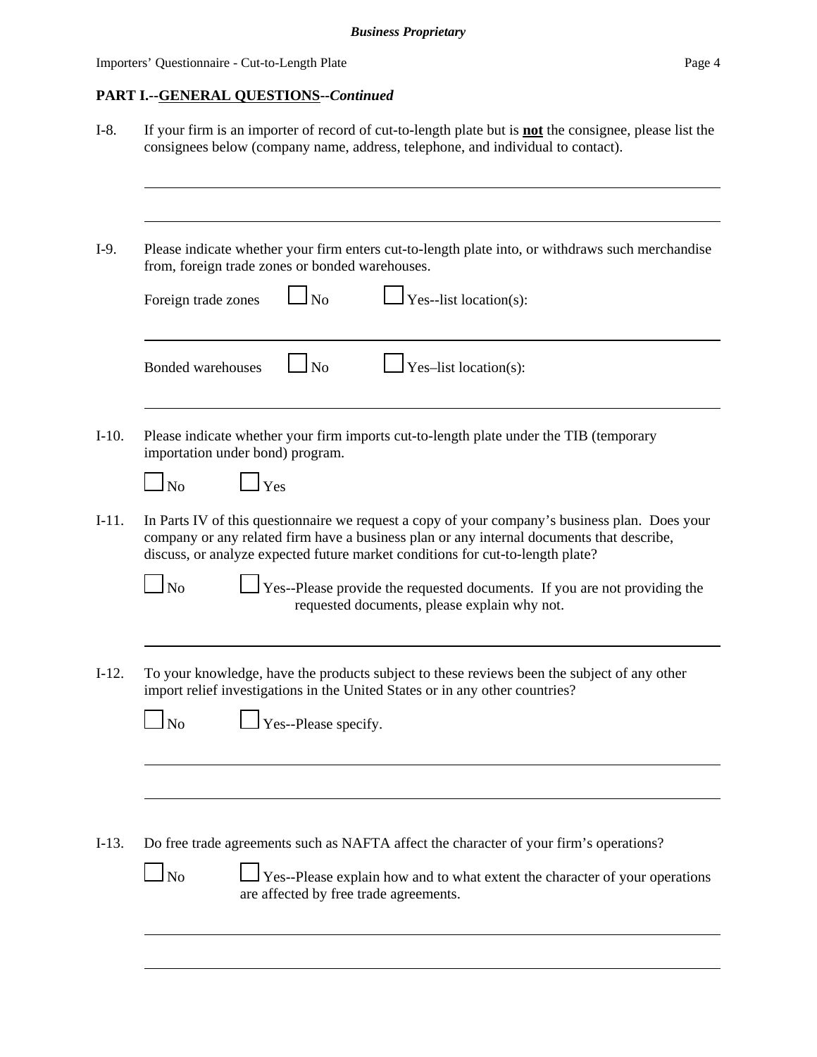**PART I.--GENERAL QUESTIONS--*Continued***

I-8. If your firm is an importer of record of cut-to-length plate but is **not** the consignee, please list the consignees below (company name, address, telephone, and individual to contact).

______________________________________________________________________

______________________________________________________________________

I-9. Please indicate whether your firm enters cut-to-length plate into, or withdraws such merchandise from, foreign trade zones or bonded warehouses.

Foreign trade zones ☐ No ☐ Yes--list location(s):

______________________________________________________________________

Bonded warehouses ☐ No ☐ Yes–list location(s):

______________________________________________________________________

I-10. Please indicate whether your firm imports cut-to-length plate under the TIB (temporary importation under bond) program.

☐ No ☐ Yes

I-11. In Parts IV of this questionnaire we request a copy of your company's business plan. Does your company or any related firm have a business plan or any internal documents that describe, discuss, or analyze expected future market conditions for cut-to-length plate?

☐ No ☐ Yes--Please provide the requested documents. If you are not providing the requested documents, please explain why not.

______________________________________________________________________

I-12. To your knowledge, have the products subject to these reviews been the subject of any other import relief investigations in the United States or in any other countries?

☐ No ☐ Yes--Please specify.

______________________________________________________________________

______________________________________________________________________

I-13. Do free trade agreements such as NAFTA affect the character of your firm's operations?

☐ No ☐ Yes--Please explain how and to what extent the character of your operations are affected by free trade agreements.

______________________________________________________________________

______________________________________________________________________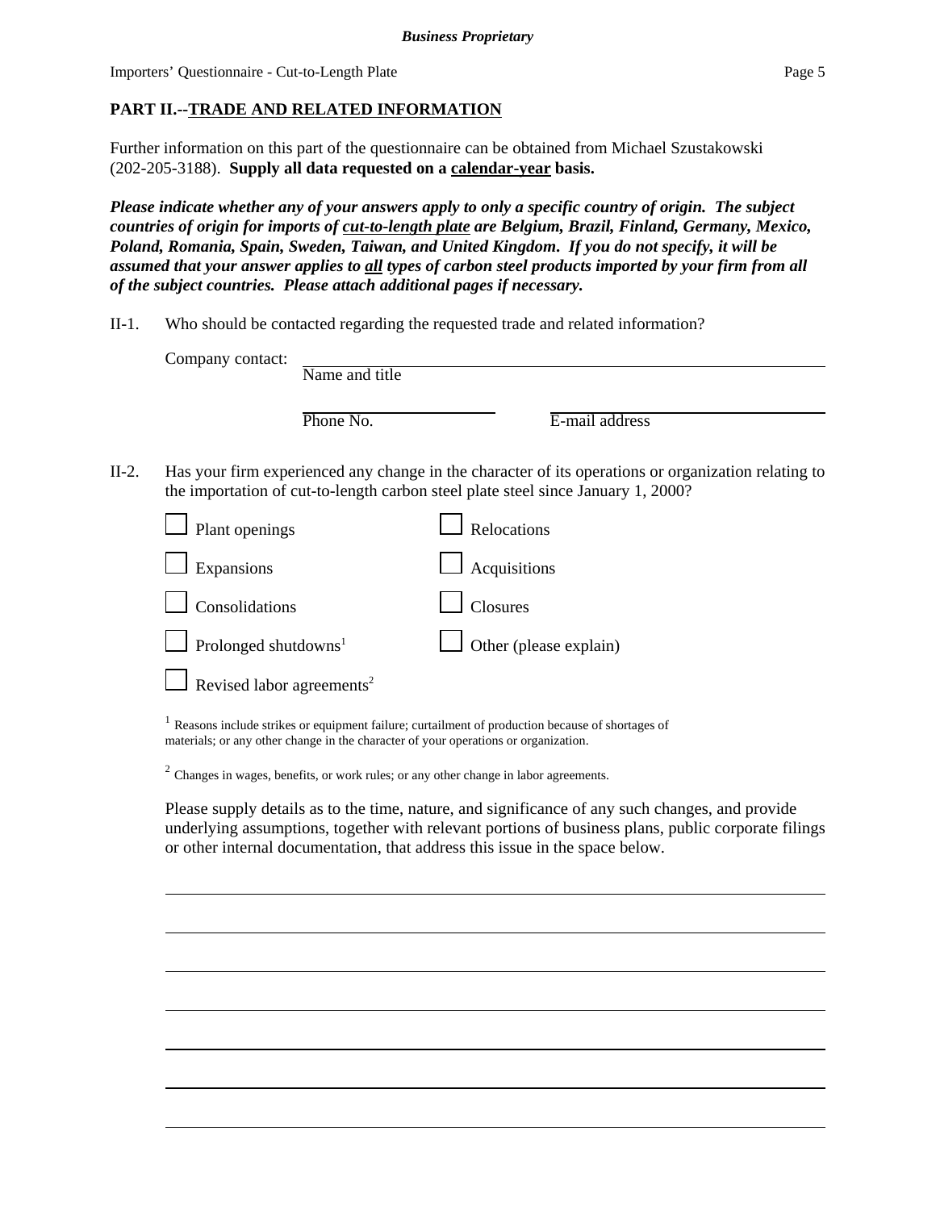**Business Proprietary**

## PART II.--TRADE AND RELATED INFORMATION

Further information on this part of the questionnaire can be obtained from Michael Szustakowski (202-205-3188). **Supply all data requested on a calendar-year basis.**

***Please indicate whether any of your answers apply to only a specific country of origin. The subject countries of origin for imports of cut-to-length plate are Belgium, Brazil, Finland, Germany, Mexico, Poland, Romania, Spain, Sweden, Taiwan, and United Kingdom. If you do not specify, it will be assumed that your answer applies to all types of carbon steel products imported by your firm from all of the subject countries. Please attach additional pages if necessary.***

II-1. Who should be contacted regarding the requested trade and related information?

Company contact: ______________________________
Name and title

______________________ ______________________
Phone No. E-mail address

II-2. Has your firm experienced any change in the character of its operations or organization relating to the importation of cut-to-length carbon steel plate steel since January 1, 2000?

- ☐ Plant openings
- ☐ Relocations
- ☐ Expansions
- ☐ Acquisitions
- ☐ Consolidations
- ☐ Closures
- ☐ Prolonged shutdowns[1]
- ☐ Other (please explain)
- ☐ Revised labor agreements[2]

[1] Reasons include strikes or equipment failure; curtailment of production because of shortages of materials; or any other change in the character of your operations or organization.

[2] Changes in wages, benefits, or work rules; or any other change in labor agreements.

Please supply details as to the time, nature, and significance of any such changes, and provide underlying assumptions, together with relevant portions of business plans, public corporate filings or other internal documentation, that address this issue in the space below.

______________________________________________________________________

______________________________________________________________________

______________________________________________________________________

______________________________________________________________________

______________________________________________________________________

______________________________________________________________________

______________________________________________________________________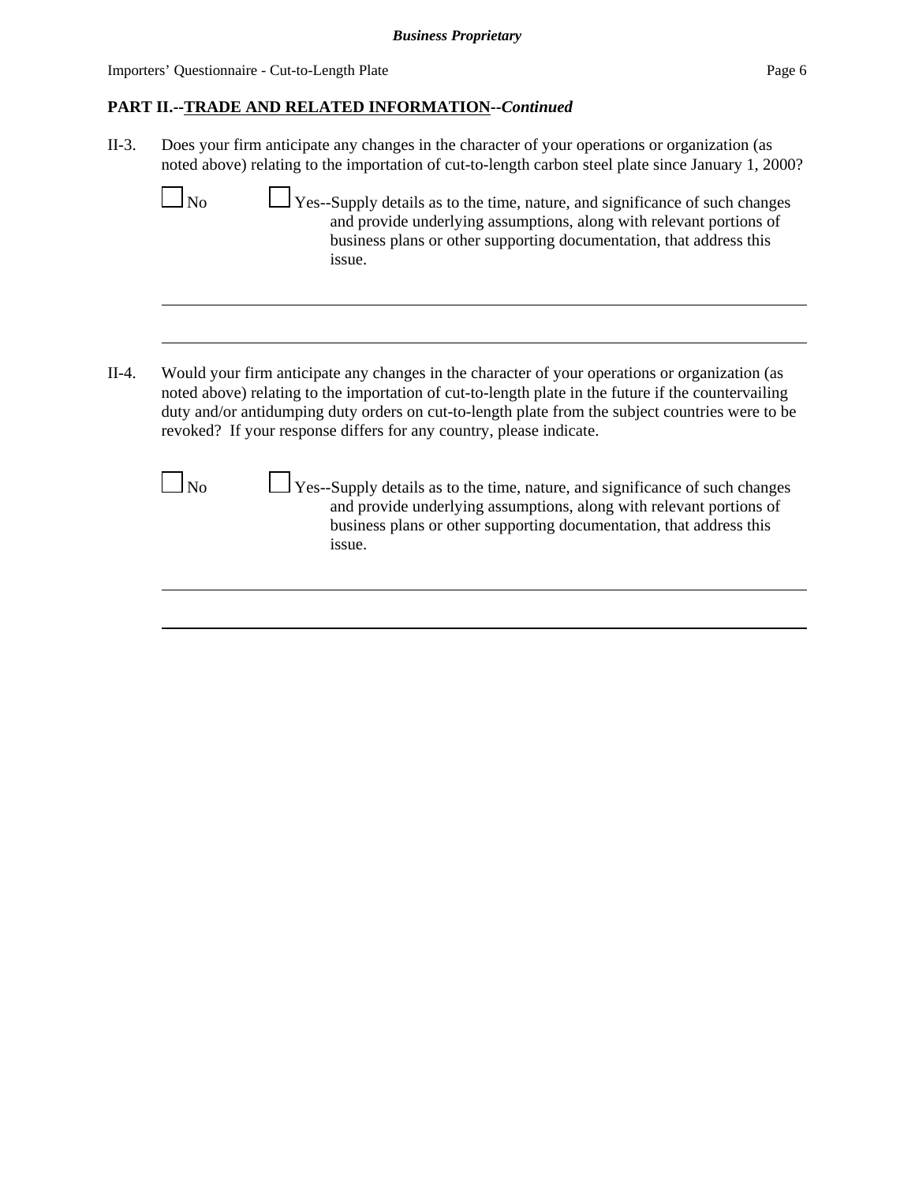## PART II.--TRADE AND RELATED INFORMATION--*Continued*

II-3. Does your firm anticipate any changes in the character of your operations or organization (as noted above) relating to the importation of cut-to-length carbon steel plate since January 1, 2000?

☐ No ☐ Yes--Supply details as to the time, nature, and significance of such changes and provide underlying assumptions, along with relevant portions of business plans or other supporting documentation, that address this issue.

\_\_\_\_\_\_\_\_\_\_\_\_\_\_\_\_\_\_\_\_\_\_\_\_\_\_\_\_\_\_\_\_\_\_\_\_\_\_\_\_\_\_\_\_\_\_\_\_\_\_\_\_\_\_\_\_\_\_\_\_\_\_\_\_

\_\_\_\_\_\_\_\_\_\_\_\_\_\_\_\_\_\_\_\_\_\_\_\_\_\_\_\_\_\_\_\_\_\_\_\_\_\_\_\_\_\_\_\_\_\_\_\_\_\_\_\_\_\_\_\_\_\_\_\_\_\_\_\_

II-4. Would your firm anticipate any changes in the character of your operations or organization (as noted above) relating to the importation of cut-to-length plate in the future if the countervailing duty and/or antidumping duty orders on cut-to-length plate from the subject countries were to be revoked? If your response differs for any country, please indicate.

☐ No ☐ Yes--Supply details as to the time, nature, and significance of such changes and provide underlying assumptions, along with relevant portions of business plans or other supporting documentation, that address this issue.

\_\_\_\_\_\_\_\_\_\_\_\_\_\_\_\_\_\_\_\_\_\_\_\_\_\_\_\_\_\_\_\_\_\_\_\_\_\_\_\_\_\_\_\_\_\_\_\_\_\_\_\_\_\_\_\_\_\_\_\_\_\_\_\_

\_\_\_\_\_\_\_\_\_\_\_\_\_\_\_\_\_\_\_\_\_\_\_\_\_\_\_\_\_\_\_\_\_\_\_\_\_\_\_\_\_\_\_\_\_\_\_\_\_\_\_\_\_\_\_\_\_\_\_\_\_\_\_\_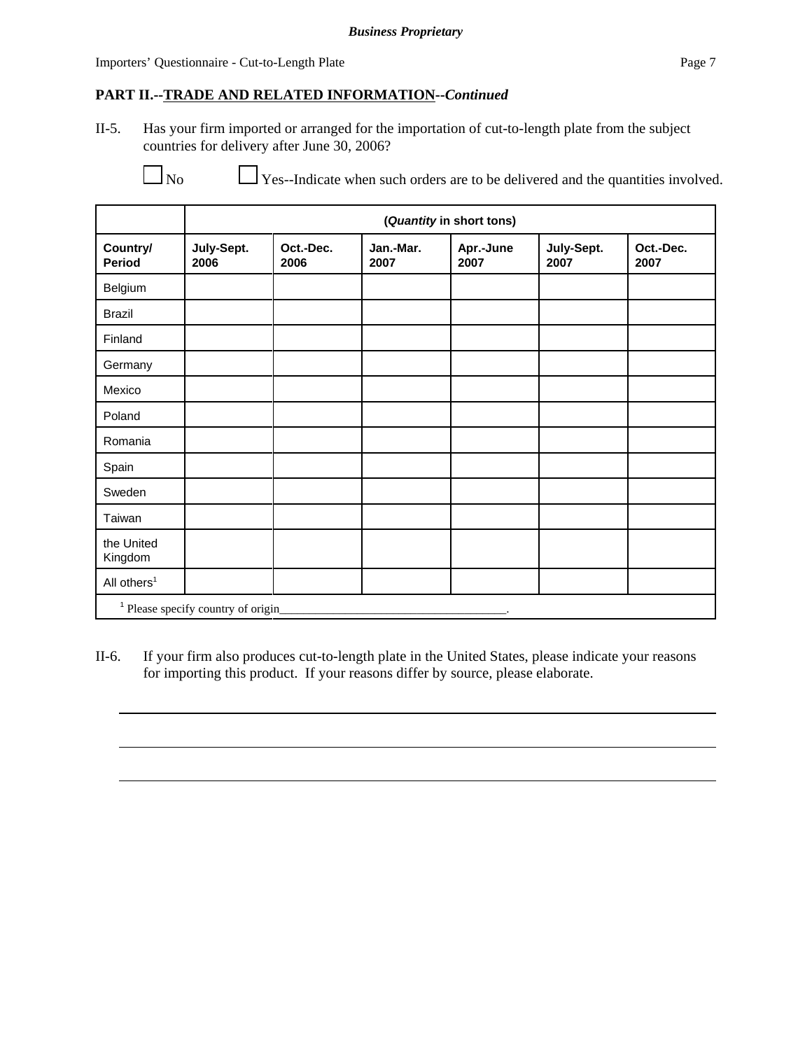**PART II.--TRADE AND RELATED INFORMATION--*Continued***

II-5. Has your firm imported or arranged for the importation of cut-to-length plate from the subject countries for delivery after June 30, 2006?

☐ No ☐ Yes--Indicate when such orders are to be delivered and the quantities involved.

| | (*Quantity* in short tons) | | | | | |
|---|---|---|---|---|---|---|
| **Country/ Period** | **July-Sept. 2006** | **Oct.-Dec. 2006** | **Jan.-Mar. 2007** | **Apr.-June 2007** | **July-Sept. 2007** | **Oct.-Dec. 2007** |
| Belgium | | | | | | |
| Brazil | | | | | | |
| Finland | | | | | | |
| Germany | | | | | | |
| Mexico | | | | | | |
| Poland | | | | | | |
| Romania | | | | | | |
| Spain | | | | | | |
| Sweden | | | | | | |
| Taiwan | | | | | | |
| the United Kingdom | | | | | | |
| All others[1] | | | | | | |

[1] Please specify country of origin_____________________________________.

II-6. If your firm also produces cut-to-length plate in the United States, please indicate your reasons for importing this product. If your reasons differ by source, please elaborate.

______________________________________________________________________

______________________________________________________________________

______________________________________________________________________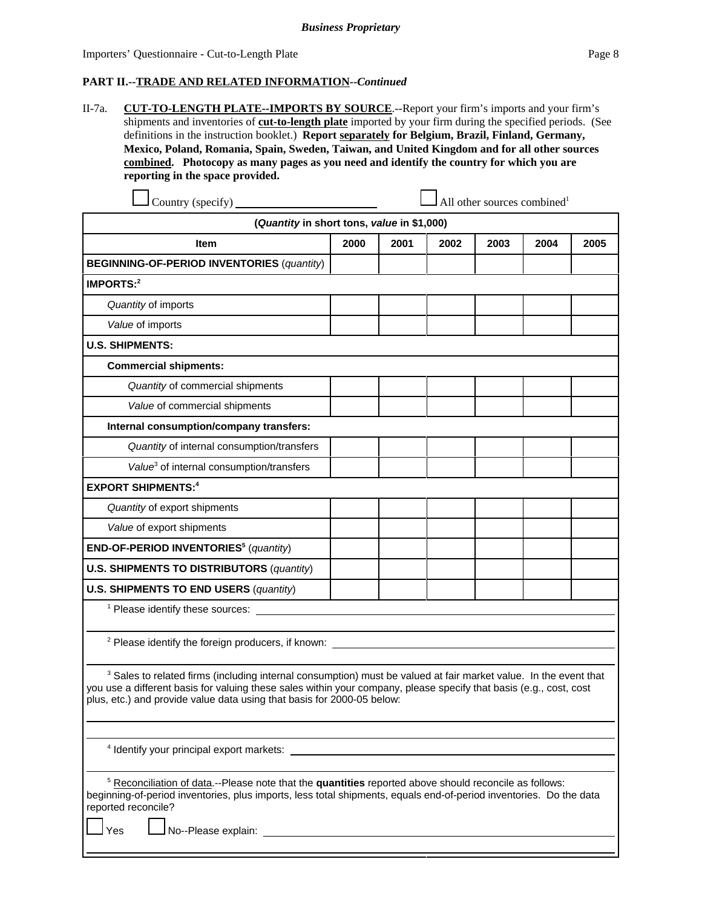**Business Proprietary**

Importers' Questionnaire - Cut-to-Length Plate

**PART II.--TRADE AND RELATED INFORMATION--*Continued***

II-7a. **CUT-TO-LENGTH PLATE--IMPORTS BY SOURCE**.--Report your firm's imports and your firm's shipments and inventories of **cut-to-length plate** imported by your firm during the specified periods. (See definitions in the instruction booklet.) **Report separately for Belgium, Brazil, Finland, Germany, Mexico, Poland, Romania, Spain, Sweden, Taiwan, and United Kingdom and for all other sources combined. Photocopy as many pages as you need and identify the country for which you are reporting in the space provided.**

☐ Country (specify) ________________ ☐ All other sources combined[1]

| (*Quantity* in short tons, *value* in $1,000) | | | | | | |
|---|---|---|---|---|---|---|
| **Item** | **2000** | **2001** | **2002** | **2003** | **2004** | **2005** |
| **BEGINNING-OF-PERIOD INVENTORIES** (*quantity*) | | | | | | |
| **IMPORTS:**[2] | | | | | | |
| *Quantity* of imports | | | | | | |
| *Value* of imports | | | | | | |
| **U.S. SHIPMENTS:** | | | | | | |
| **Commercial shipments:** | | | | | | |
| *Quantity* of commercial shipments | | | | | | |
| *Value* of commercial shipments | | | | | | |
| **Internal consumption/company transfers:** | | | | | | |
| *Quantity* of internal consumption/transfers | | | | | | |
| *Value*[3] of internal consumption/transfers | | | | | | |
| **EXPORT SHIPMENTS:**[4] | | | | | | |
| *Quantity* of export shipments | | | | | | |
| *Value* of export shipments | | | | | | |
| **END-OF-PERIOD INVENTORIES**[5] (*quantity*) | | | | | | |
| **U.S. SHIPMENTS TO DISTRIBUTORS** (*quantity*) | | | | | | |
| **U.S. SHIPMENTS TO END USERS** (*quantity*) | | | | | | |

[1] Please identify these sources: ________________

[2] Please identify the foreign producers, if known: ________________

[3] Sales to related firms (including internal consumption) must be valued at fair market value. In the event that you use a different basis for valuing these sales within your company, please specify that basis (e.g., cost, cost plus, etc.) and provide value data using that basis for 2000-05 below:

________________

[4] Identify your principal export markets: ________________

[5] Reconciliation of data.--Please note that the **quantities** reported above should reconcile as follows: beginning-of-period inventories, plus imports, less total shipments, equals end-of-period inventories. Do the data reported reconcile?

☐ Yes ☐ No--Please explain: ________________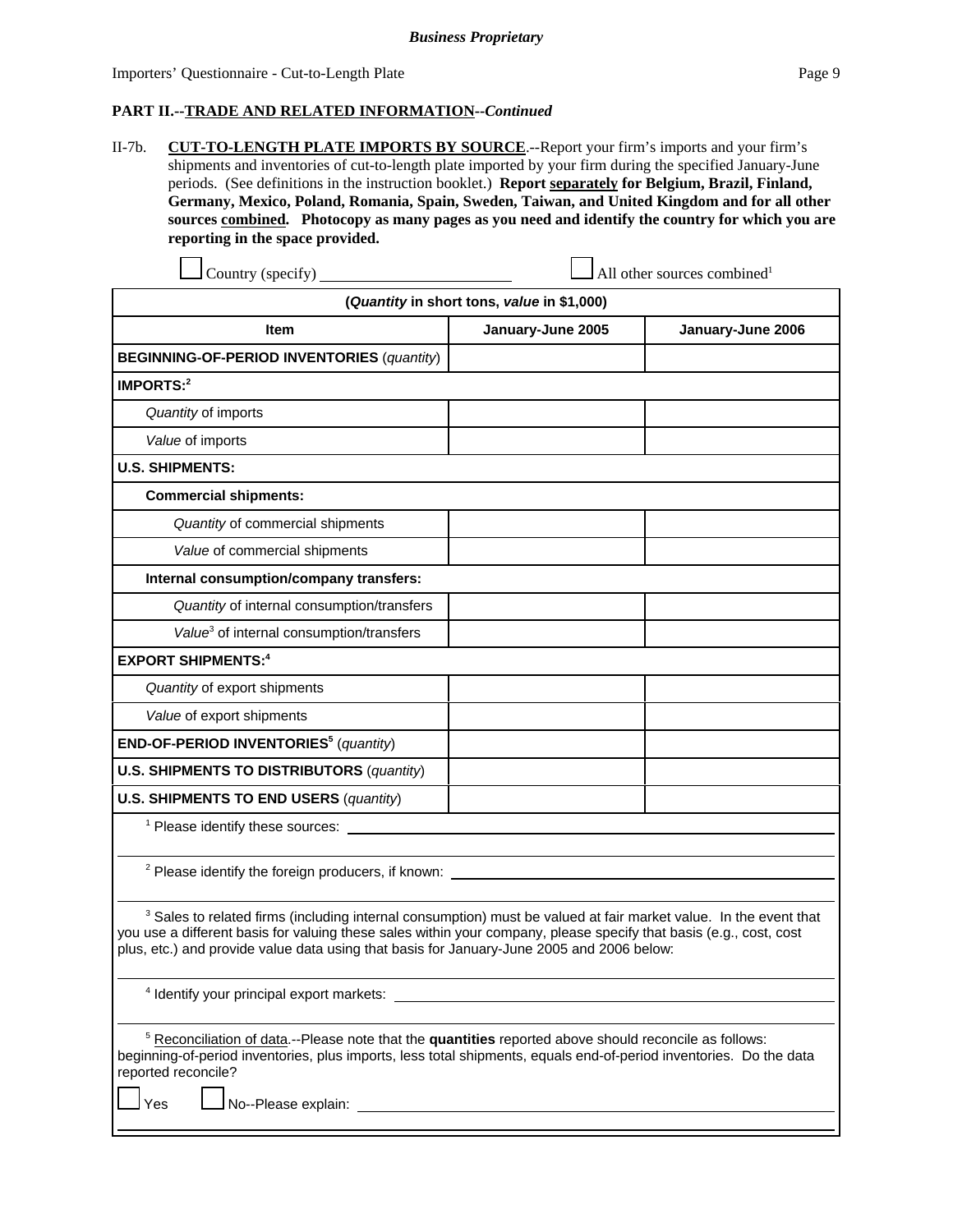**Business Proprietary**

**PART II.--TRADE AND RELATED INFORMATION--*Continued***

II-7b. **CUT-TO-LENGTH PLATE IMPORTS BY SOURCE**.--Report your firm's imports and your firm's shipments and inventories of cut-to-length plate imported by your firm during the specified January-June periods. (See definitions in the instruction booklet.) **Report separately for Belgium, Brazil, Finland, Germany, Mexico, Poland, Romania, Spain, Sweden, Taiwan, and United Kingdom and for all other sources combined. Photocopy as many pages as you need and identify the country for which you are reporting in the space provided.**

☐ Country (specify) ________________ ☐ All other sources combined[1]

| (*Quantity* in short tons, *value* in $1,000) | | |
|---|---|---|
| **Item** | **January-June 2005** | **January-June 2006** |
| **BEGINNING-OF-PERIOD INVENTORIES** (*quantity*) | | |
| **IMPORTS:**[2] | | |
| *Quantity* of imports | | |
| *Value* of imports | | |
| **U.S. SHIPMENTS:** | | |
| **Commercial shipments:** | | |
| *Quantity* of commercial shipments | | |
| *Value* of commercial shipments | | |
| **Internal consumption/company transfers:** | | |
| *Quantity* of internal consumption/transfers | | |
| *Value*[3] of internal consumption/transfers | | |
| **EXPORT SHIPMENTS:**[4] | | |
| *Quantity* of export shipments | | |
| *Value* of export shipments | | |
| **END-OF-PERIOD INVENTORIES**[5] (*quantity*) | | |
| **U.S. SHIPMENTS TO DISTRIBUTORS** (*quantity*) | | |
| **U.S. SHIPMENTS TO END USERS** (*quantity*) | | |

[1] Please identify these sources: ________________

[2] Please identify the foreign producers, if known: ________________

[3] Sales to related firms (including internal consumption) must be valued at fair market value. In the event that you use a different basis for valuing these sales within your company, please specify that basis (e.g., cost, cost plus, etc.) and provide value data using that basis for January-June 2005 and 2006 below:

[4] Identify your principal export markets: ________________

[5] Reconciliation of data.--Please note that the **quantities** reported above should reconcile as follows: beginning-of-period inventories, plus imports, less total shipments, equals end-of-period inventories. Do the data reported reconcile?

☐ Yes ☐ No--Please explain: ________________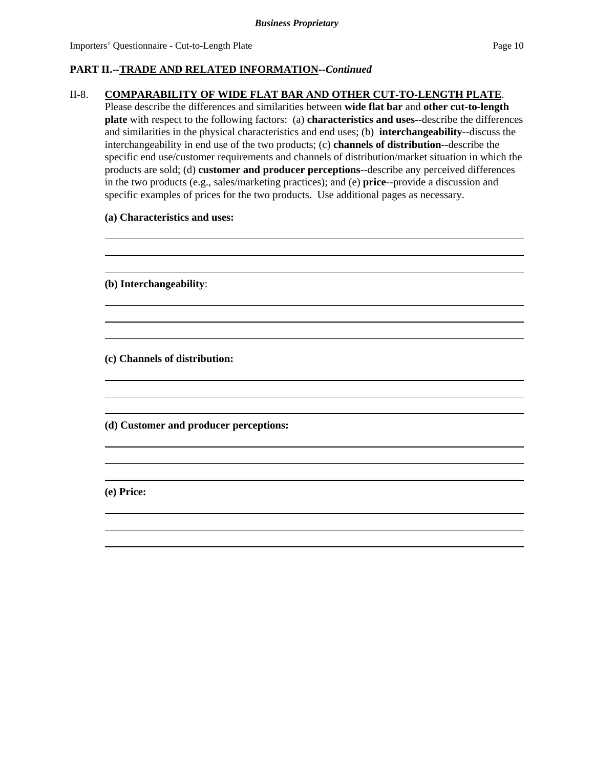**Business Proprietary**

## PART II.--TRADE AND RELATED INFORMATION--*Continued*

II-8. **COMPARABILITY OF WIDE FLAT BAR AND OTHER CUT-TO-LENGTH PLATE**. Please describe the differences and similarities between **wide flat bar** and **other cut-to-length plate** with respect to the following factors: (a) **characteristics and uses**--describe the differences and similarities in the physical characteristics and end uses; (b) **interchangeability**--discuss the interchangeability in end use of the two products; (c) **channels of distribution**--describe the specific end use/customer requirements and channels of distribution/market situation in which the products are sold; (d) **customer and producer perceptions**--describe any perceived differences in the two products (e.g., sales/marketing practices); and (e) **price**--provide a discussion and specific examples of prices for the two products. Use additional pages as necessary.

**(a) Characteristics and uses:**

______________________________________________________________________

______________________________________________________________________

______________________________________________________________________

**(b) Interchangeability**:

______________________________________________________________________

______________________________________________________________________

______________________________________________________________________

**(c) Channels of distribution:**

______________________________________________________________________

______________________________________________________________________

______________________________________________________________________

**(d) Customer and producer perceptions:**

______________________________________________________________________

______________________________________________________________________

______________________________________________________________________

**(e) Price:**

______________________________________________________________________

______________________________________________________________________

______________________________________________________________________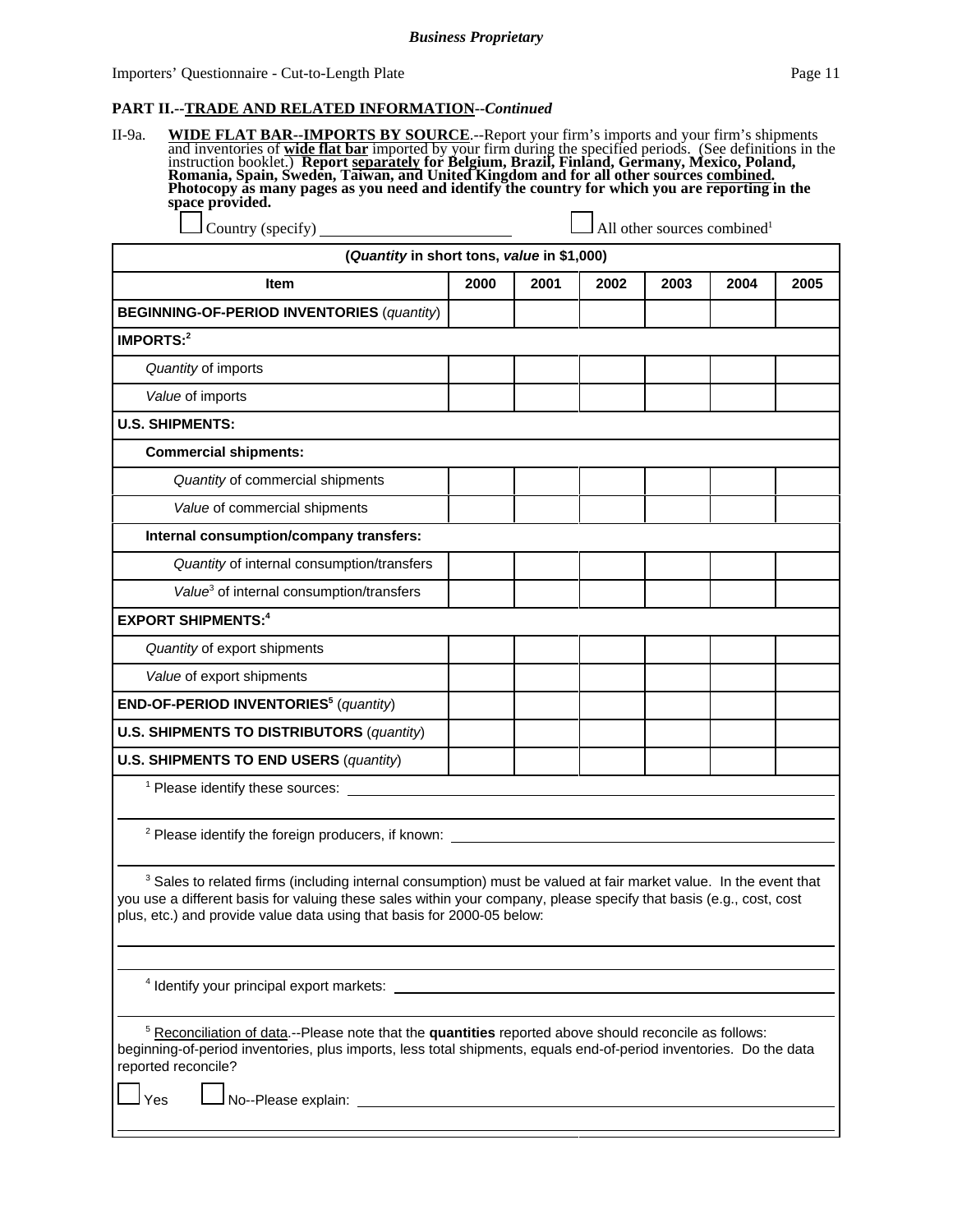**Business Proprietary**

Importers' Questionnaire - Cut-to-Length Plate

**PART II.--TRADE AND RELATED INFORMATION--*Continued***

II-9a. **WIDE FLAT BAR--IMPORTS BY SOURCE**.--Report your firm's imports and your firm's shipments and inventories of **wide flat bar** imported by your firm during the specified periods. (See definitions in the instruction booklet.) **Report separately for Belgium, Brazil, Finland, Germany, Mexico, Poland, Romania, Spain, Sweden, Taiwan, and United Kingdom and for all other sources combined. Photocopy as many pages as you need and identify the country for which you are reporting in the space provided.**

☐ Country (specify) ______________________ ☐ All other sources combined[1]

| (*Quantity* in short tons, *value* in $1,000) | | | | | | |
|---|---|---|---|---|---|---|
| **Item** | **2000** | **2001** | **2002** | **2003** | **2004** | **2005** |
| **BEGINNING-OF-PERIOD INVENTORIES** (*quantity*) | | | | | | |
| **IMPORTS:**[2] | | | | | | |
| *Quantity* of imports | | | | | | |
| *Value* of imports | | | | | | |
| **U.S. SHIPMENTS:** | | | | | | |
| **Commercial shipments:** | | | | | | |
| *Quantity* of commercial shipments | | | | | | |
| *Value* of commercial shipments | | | | | | |
| **Internal consumption/company transfers:** | | | | | | |
| *Quantity* of internal consumption/transfers | | | | | | |
| *Value*[3] of internal consumption/transfers | | | | | | |
| **EXPORT SHIPMENTS:**[4] | | | | | | |
| *Quantity* of export shipments | | | | | | |
| *Value* of export shipments | | | | | | |
| **END-OF-PERIOD INVENTORIES**[5] (*quantity*) | | | | | | |
| **U.S. SHIPMENTS TO DISTRIBUTORS** (*quantity*) | | | | | | |
| **U.S. SHIPMENTS TO END USERS** (*quantity*) | | | | | | |

[1] Please identify these sources: ______________________

[2] Please identify the foreign producers, if known: ______________________

[3] Sales to related firms (including internal consumption) must be valued at fair market value. In the event that you use a different basis for valuing these sales within your company, please specify that basis (e.g., cost, cost plus, etc.) and provide value data using that basis for 2000-05 below:

______________________

[4] Identify your principal export markets: ______________________

[5] Reconciliation of data.--Please note that the **quantities** reported above should reconcile as follows: beginning-of-period inventories, plus imports, less total shipments, equals end-of-period inventories. Do the data reported reconcile?

☐ Yes ☐ No--Please explain: ______________________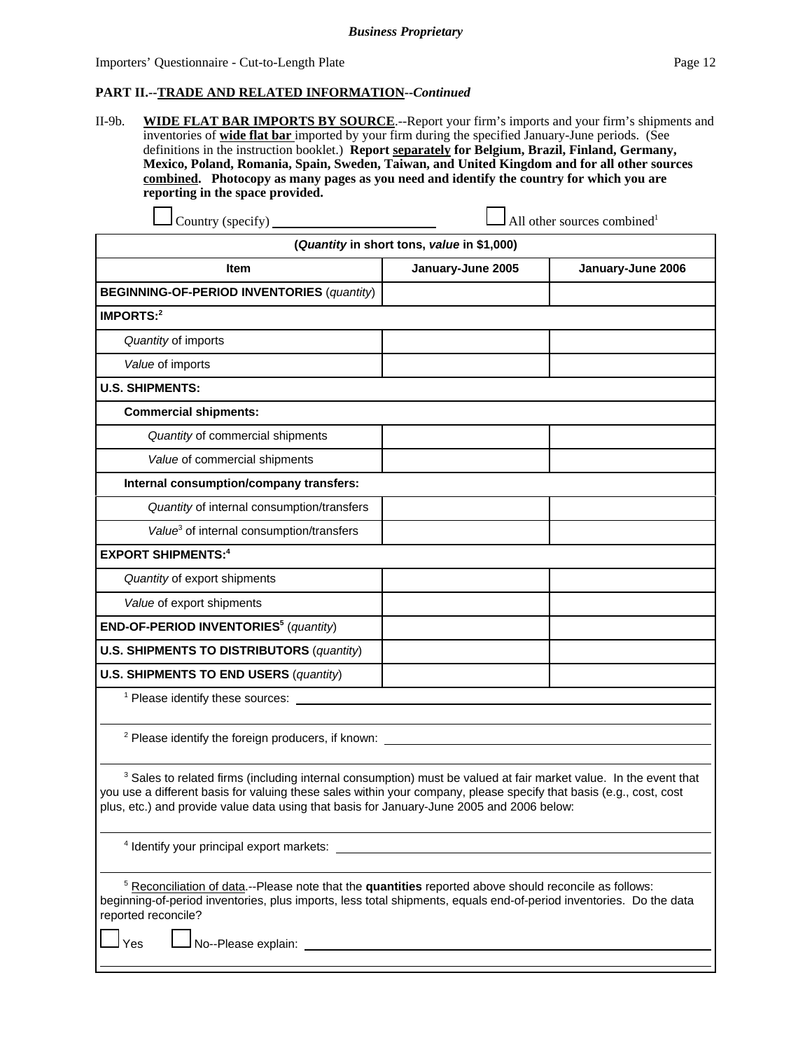**PART II.--TRADE AND RELATED INFORMATION--*Continued***

II-9b. **WIDE FLAT BAR IMPORTS BY SOURCE**.--Report your firm's imports and your firm's shipments and inventories of **wide flat bar** imported by your firm during the specified January-June periods. (See definitions in the instruction booklet.) **Report separately for Belgium, Brazil, Finland, Germany, Mexico, Poland, Romania, Spain, Sweden, Taiwan, and United Kingdom and for all other sources combined. Photocopy as many pages as you need and identify the country for which you are reporting in the space provided.**

☐ Country (specify) ________________________ ☐ All other sources combined[1]

| (*Quantity* in short tons, *value* in $1,000) | | |
|---|---|---|
| **Item** | **January-June 2005** | **January-June 2006** |
| **BEGINNING-OF-PERIOD INVENTORIES** (*quantity*) | | |
| **IMPORTS:**[2] | | |
| *Quantity* of imports | | |
| *Value* of imports | | |
| **U.S. SHIPMENTS:** | | |
| **Commercial shipments:** | | |
| *Quantity* of commercial shipments | | |
| *Value* of commercial shipments | | |
| **Internal consumption/company transfers:** | | |
| *Quantity* of internal consumption/transfers | | |
| *Value*[3] of internal consumption/transfers | | |
| **EXPORT SHIPMENTS:**[4] | | |
| *Quantity* of export shipments | | |
| *Value* of export shipments | | |
| **END-OF-PERIOD INVENTORIES**[5] (*quantity*) | | |
| **U.S. SHIPMENTS TO DISTRIBUTORS** (*quantity*) | | |
| **U.S. SHIPMENTS TO END USERS** (*quantity*) | | |

[1] Please identify these sources: ________________________

[2] Please identify the foreign producers, if known: ________________________

[3] Sales to related firms (including internal consumption) must be valued at fair market value. In the event that you use a different basis for valuing these sales within your company, please specify that basis (e.g., cost, cost plus, etc.) and provide value data using that basis for January-June 2005 and 2006 below:

________________________

[4] Identify your principal export markets: ________________________

[5] Reconciliation of data.--Please note that the **quantities** reported above should reconcile as follows: beginning-of-period inventories, plus imports, less total shipments, equals end-of-period inventories. Do the data reported reconcile?

☐ Yes ☐ No--Please explain: ________________________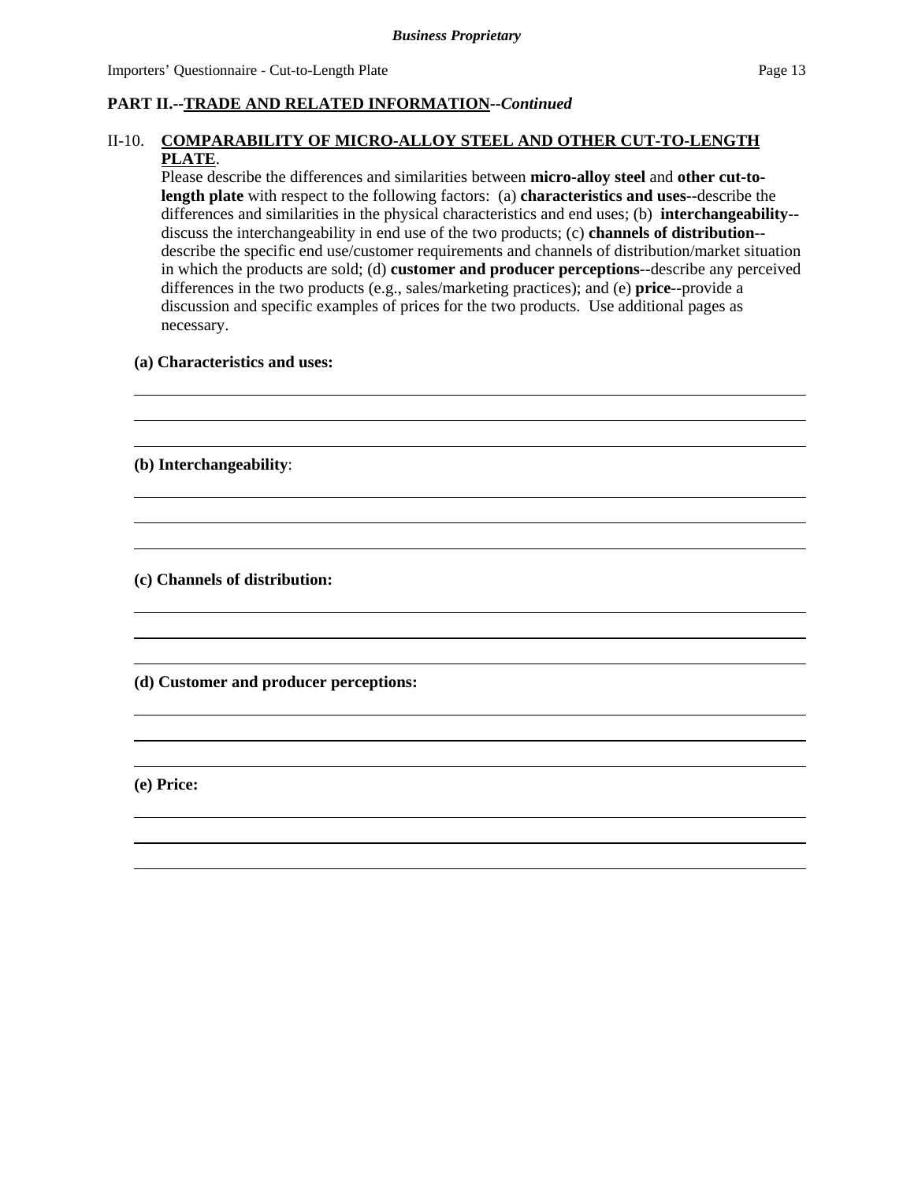**PART II.--TRADE AND RELATED INFORMATION--*Continued***

II-10. **COMPARABILITY OF MICRO-ALLOY STEEL AND OTHER CUT-TO-LENGTH PLATE**.
Please describe the differences and similarities between **micro-alloy steel** and **other cut-to-length plate** with respect to the following factors: (a) **characteristics and uses**--describe the differences and similarities in the physical characteristics and end uses; (b) **interchangeability**--discuss the interchangeability in end use of the two products; (c) **channels of distribution**--describe the specific end use/customer requirements and channels of distribution/market situation in which the products are sold; (d) **customer and producer perceptions**--describe any perceived differences in the two products (e.g., sales/marketing practices); and (e) **price**--provide a discussion and specific examples of prices for the two products. Use additional pages as necessary.

**(a) Characteristics and uses:**

**(b) Interchangeability**:

**(c) Channels of distribution:**

**(d) Customer and producer perceptions:**

**(e) Price:**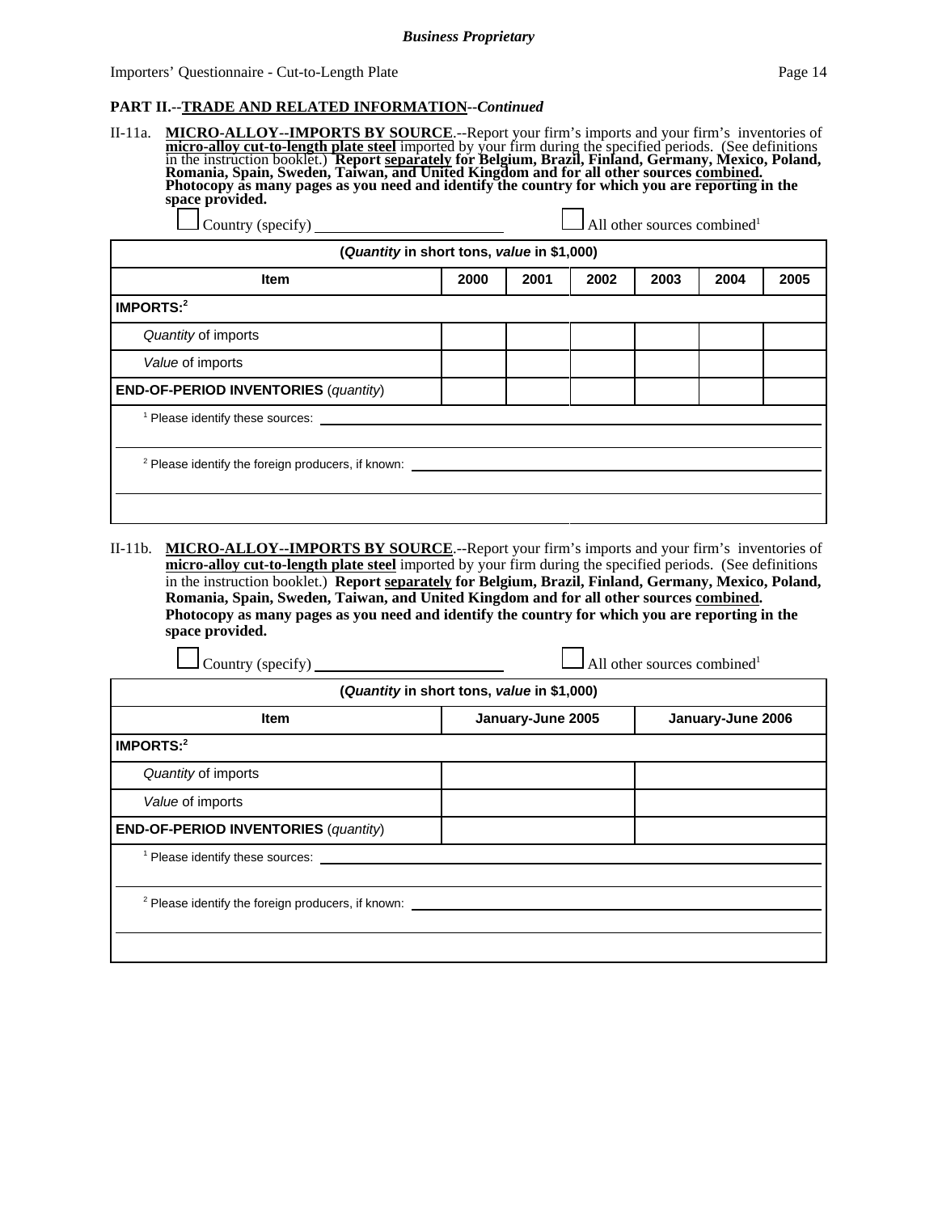**Business Proprietary**

Importers' Questionnaire - Cut-to-Length Plate

**PART II.--TRADE AND RELATED INFORMATION--*Continued***

II-11a. **MICRO-ALLOY--IMPORTS BY SOURCE**.--Report your firm's imports and your firm's inventories of **micro-alloy cut-to-length plate steel** imported by your firm during the specified periods. (See definitions in the instruction booklet.) **Report separately for Belgium, Brazil, Finland, Germany, Mexico, Poland, Romania, Spain, Sweden, Taiwan, and United Kingdom and for all other sources combined. Photocopy as many pages as you need and identify the country for which you are reporting in the space provided.**

☐ Country (specify) ______________________ ☐ All other sources combined[1]

| (*Quantity* in short tons, *value* in $1,000) | | | | | | |
|---|---|---|---|---|---|---|
| **Item** | **2000** | **2001** | **2002** | **2003** | **2004** | **2005** |
| **IMPORTS:**[2] | | | | | | |
| *Quantity* of imports | | | | | | |
| *Value* of imports | | | | | | |
| **END-OF-PERIOD INVENTORIES** (*quantity*) | | | | | | |

[1] Please identify these sources: ______________________

[2] Please identify the foreign producers, if known: ______________________

II-11b. **MICRO-ALLOY--IMPORTS BY SOURCE**.--Report your firm's imports and your firm's inventories of **micro-alloy cut-to-length plate steel** imported by your firm during the specified periods. (See definitions in the instruction booklet.) **Report separately for Belgium, Brazil, Finland, Germany, Mexico, Poland, Romania, Spain, Sweden, Taiwan, and United Kingdom and for all other sources combined. Photocopy as many pages as you need and identify the country for which you are reporting in the space provided.**

☐ Country (specify) ______________________ ☐ All other sources combined[1]

| (*Quantity* in short tons, *value* in $1,000) | | |
|---|---|---|
| **Item** | **January-June 2005** | **January-June 2006** |
| **IMPORTS:**[2] | | |
| *Quantity* of imports | | |
| *Value* of imports | | |
| **END-OF-PERIOD INVENTORIES** (*quantity*) | | |

[1] Please identify these sources: ______________________

[2] Please identify the foreign producers, if known: ______________________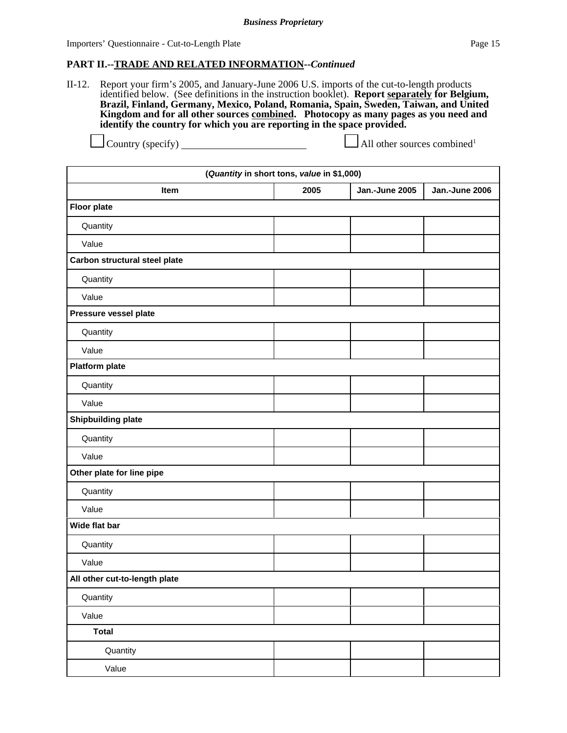**PART II.--TRADE AND RELATED INFORMATION--*Continued***

II-12. Report your firm's 2005, and January-June 2006 U.S. imports of the cut-to-length products identified below. (See definitions in the instruction booklet). **Report separately for Belgium, Brazil, Finland, Germany, Mexico, Poland, Romania, Spain, Sweden, Taiwan, and United Kingdom and for all other sources combined. Photocopy as many pages as you need and identify the country for which you are reporting in the space provided.**

☐ Country (specify) ________________________ ☐ All other sources combined[1]

| (*Quantity* in short tons, *value* in $1,000) | | | |
|---|---|---|---|
| **Item** | **2005** | **Jan.-June 2005** | **Jan.-June 2006** |
| **Floor plate** | | | |
| Quantity | | | |
| Value | | | |
| **Carbon structural steel plate** | | | |
| Quantity | | | |
| Value | | | |
| **Pressure vessel plate** | | | |
| Quantity | | | |
| Value | | | |
| **Platform plate** | | | |
| Quantity | | | |
| Value | | | |
| **Shipbuilding plate** | | | |
| Quantity | | | |
| Value | | | |
| **Other plate for line pipe** | | | |
| Quantity | | | |
| Value | | | |
| **Wide flat bar** | | | |
| Quantity | | | |
| Value | | | |
| **All other cut-to-length plate** | | | |
| Quantity | | | |
| Value | | | |
| **Total** | | | |
| Quantity | | | |
| Value | | | |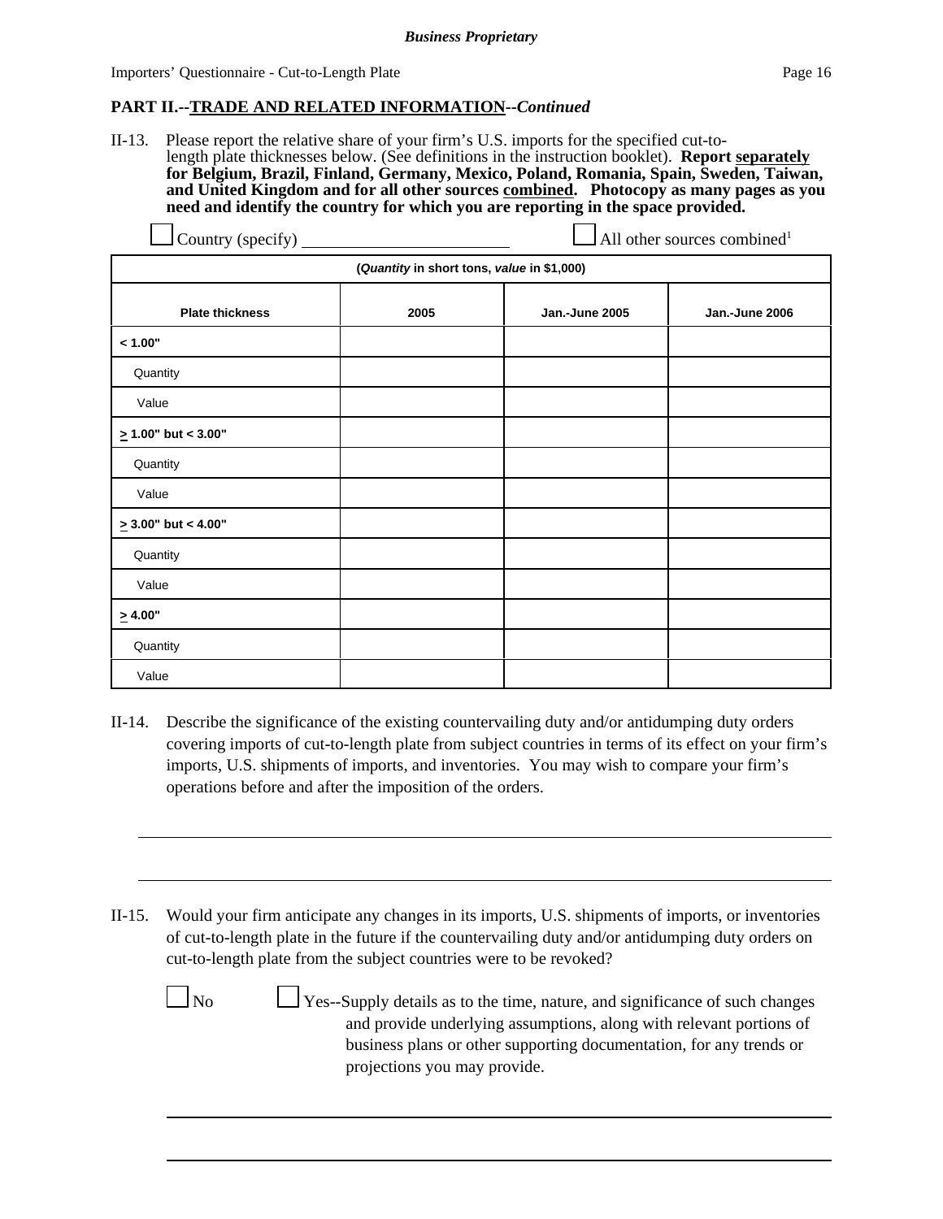**PART II.--TRADE AND RELATED INFORMATION--*Continued***

II-13. Please report the relative share of your firm's U.S. imports for the specified cut-to-length plate thicknesses below. (See definitions in the instruction booklet). **Report separately for Belgium, Brazil, Finland, Germany, Mexico, Poland, Romania, Spain, Sweden, Taiwan, and United Kingdom and for all other sources combined. Photocopy as many pages as you need and identify the country for which you are reporting in the space provided.**

☐ Country (specify) ________________________ ☐ All other sources combined[1]

| (*Quantity* in short tons, *value* in $1,000) | | | |
|---|---|---|---|
| **Plate thickness** | **2005** | **Jan.-June 2005** | **Jan.-June 2006** |
| **< 1.00"** | | | |
| Quantity | | | |
| Value | | | |
| **≥ 1.00" but < 3.00"** | | | |
| Quantity | | | |
| Value | | | |
| **≥ 3.00" but < 4.00"** | | | |
| Quantity | | | |
| Value | | | |
| **≥ 4.00"** | | | |
| Quantity | | | |
| Value | | | |

II-14. Describe the significance of the existing countervailing duty and/or antidumping duty orders covering imports of cut-to-length plate from subject countries in terms of its effect on your firm's imports, U.S. shipments of imports, and inventories. You may wish to compare your firm's operations before and after the imposition of the orders.

______________________________________________________________________________

______________________________________________________________________________

II-15. Would your firm anticipate any changes in its imports, U.S. shipments of imports, or inventories of cut-to-length plate in the future if the countervailing duty and/or antidumping duty orders on cut-to-length plate from the subject countries were to be revoked?

☐ No ☐ Yes--Supply details as to the time, nature, and significance of such changes and provide underlying assumptions, along with relevant portions of business plans or other supporting documentation, for any trends or projections you may provide.

______________________________________________________________________________

______________________________________________________________________________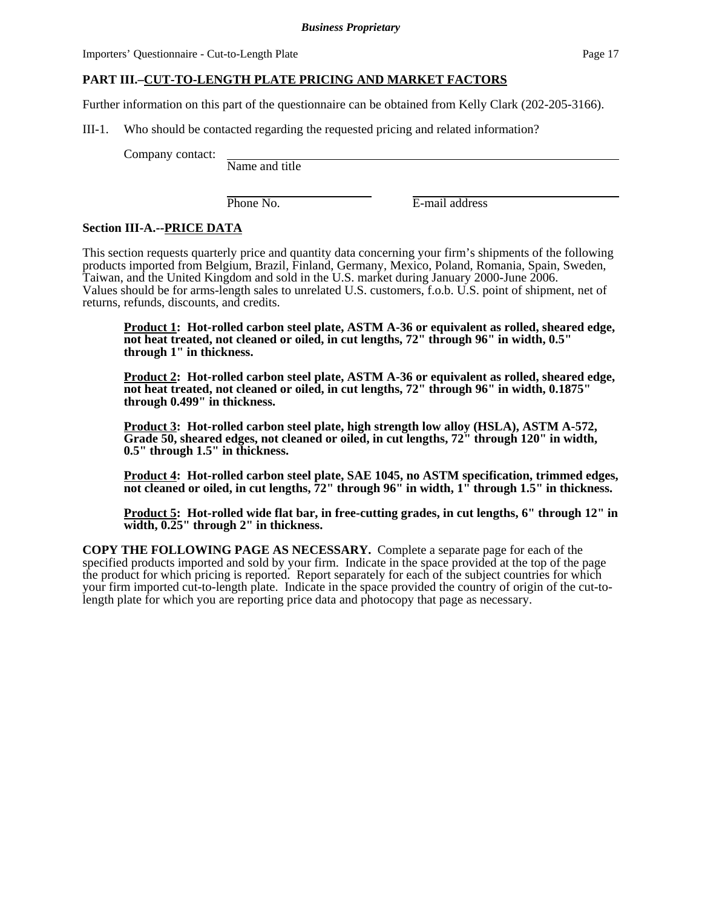## PART III.–CUT-TO-LENGTH PLATE PRICING AND MARKET FACTORS

Further information on this part of the questionnaire can be obtained from Kelly Clark (202-205-3166).

III-1. Who should be contacted regarding the requested pricing and related information?

Company contact: \_\_\_\_\_\_\_\_\_\_\_\_\_\_\_\_\_\_\_\_\_\_\_\_\_\_\_\_\_\_\_\_\_\_\_\_\_\_\_\_\_\_\_\_\_\_\_\_\_\_\_\_
Name and title

\_\_\_\_\_\_\_\_\_\_\_\_\_\_\_\_\_\_\_\_ \_\_\_\_\_\_\_\_\_\_\_\_\_\_\_\_\_\_\_\_\_\_\_\_\_\_\_\_
Phone No. E-mail address

### Section III-A.--PRICE DATA

This section requests quarterly price and quantity data concerning your firm's shipments of the following products imported from Belgium, Brazil, Finland, Germany, Mexico, Poland, Romania, Spain, Sweden, Taiwan, and the United Kingdom and sold in the U.S. market during January 2000-June 2006. Values should be for arms-length sales to unrelated U.S. customers, f.o.b. U.S. point of shipment, net of returns, refunds, discounts, and credits.

**Product 1: Hot-rolled carbon steel plate, ASTM A-36 or equivalent as rolled, sheared edge, not heat treated, not cleaned or oiled, in cut lengths, 72" through 96" in width, 0.5" through 1" in thickness.**

**Product 2: Hot-rolled carbon steel plate, ASTM A-36 or equivalent as rolled, sheared edge, not heat treated, not cleaned or oiled, in cut lengths, 72" through 96" in width, 0.1875" through 0.499" in thickness.**

**Product 3: Hot-rolled carbon steel plate, high strength low alloy (HSLA), ASTM A-572, Grade 50, sheared edges, not cleaned or oiled, in cut lengths, 72" through 120" in width, 0.5" through 1.5" in thickness.**

**Product 4: Hot-rolled carbon steel plate, SAE 1045, no ASTM specification, trimmed edges, not cleaned or oiled, in cut lengths, 72" through 96" in width, 1" through 1.5" in thickness.**

**Product 5: Hot-rolled wide flat bar, in free-cutting grades, in cut lengths, 6" through 12" in width, 0.25" through 2" in thickness.**

**COPY THE FOLLOWING PAGE AS NECESSARY.** Complete a separate page for each of the specified products imported and sold by your firm. Indicate in the space provided at the top of the page the product for which pricing is reported. Report separately for each of the subject countries for which your firm imported cut-to-length plate. Indicate in the space provided the country of origin of the cut-to-length plate for which you are reporting price data and photocopy that page as necessary.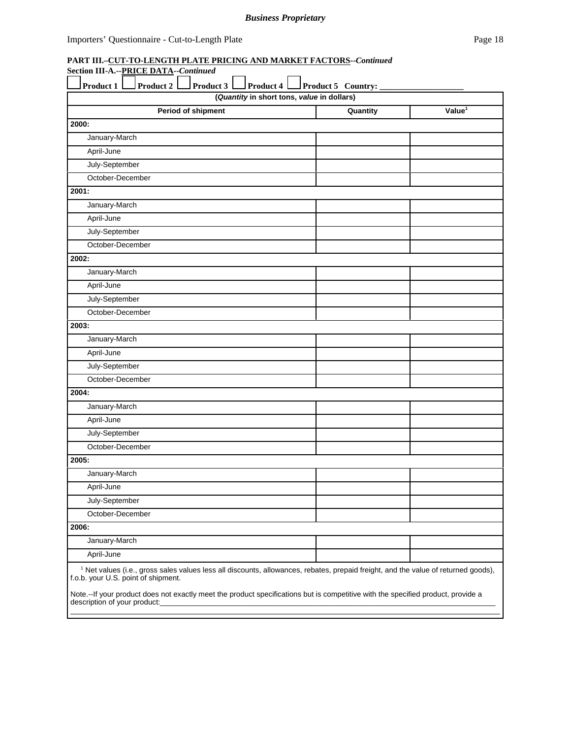*Business Proprietary*

**PART III.–CUT-TO-LENGTH PLATE PRICING AND MARKET FACTORS--*Continued***

**Section III-A.--PRICE DATA--*Continued***

☐ **Product 1** ☐ **Product 2** ☐ **Product 3** ☐ **Product 4** ☐ **Product 5 Country: ___________________**

| (*Quantity* in short tons, *value* in dollars) | | |
|---|---|---|
| **Period of shipment** | **Quantity** | **Value**[1] |
| **2000:** | | |
| January-March | | |
| April-June | | |
| July-September | | |
| October-December | | |
| **2001:** | | |
| January-March | | |
| April-June | | |
| July-September | | |
| October-December | | |
| **2002:** | | |
| January-March | | |
| April-June | | |
| July-September | | |
| October-December | | |
| **2003:** | | |
| January-March | | |
| April-June | | |
| July-September | | |
| October-December | | |
| **2004:** | | |
| January-March | | |
| April-June | | |
| July-September | | |
| October-December | | |
| **2005:** | | |
| January-March | | |
| April-June | | |
| July-September | | |
| October-December | | |
| **2006:** | | |
| January-March | | |
| April-June | | |

[1] Net values (i.e., gross sales values less all discounts, allowances, rebates, prepaid freight, and the value of returned goods), f.o.b. your U.S. point of shipment.

Note.--If your product does not exactly meet the product specifications but is competitive with the specified product, provide a description of your product:____________________________________________________________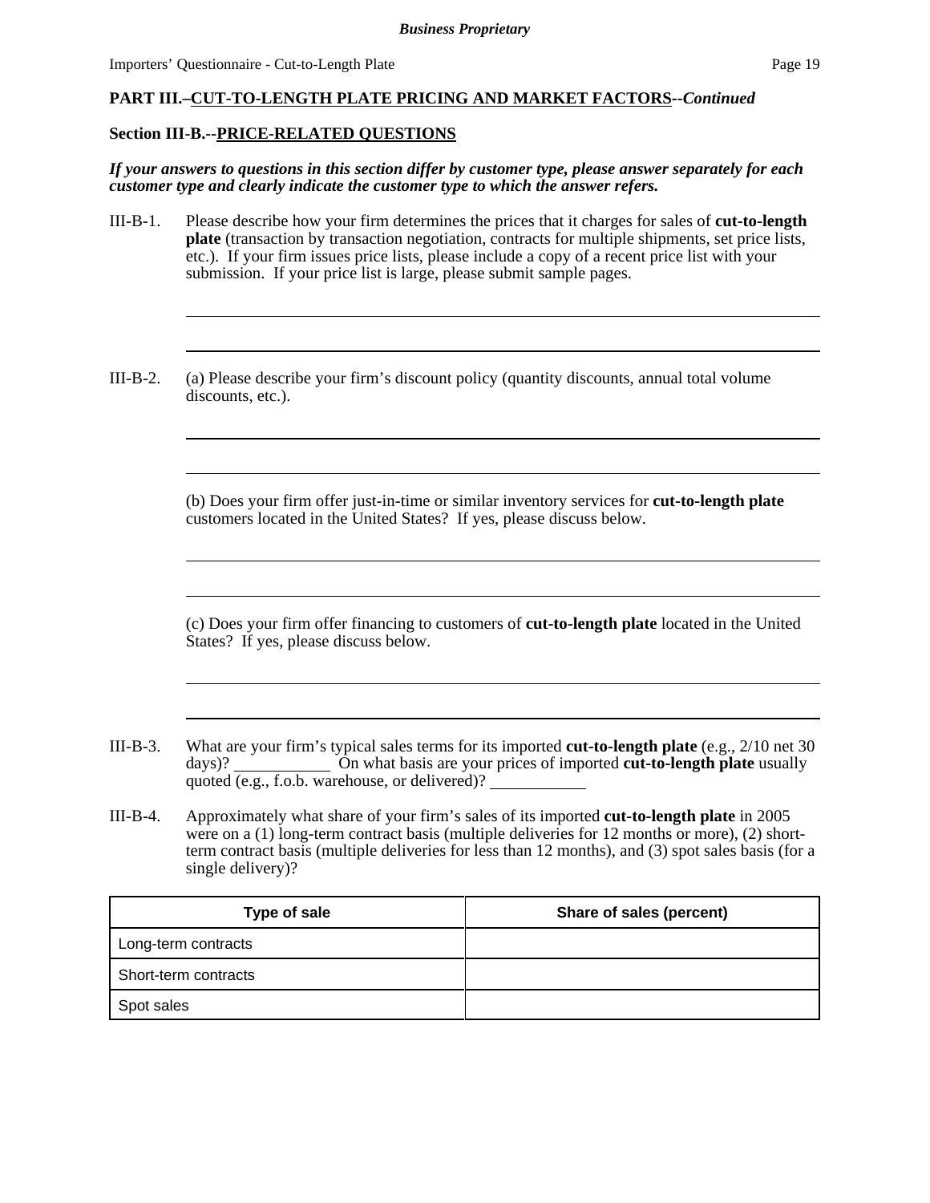**PART III.–CUT-TO-LENGTH PLATE PRICING AND MARKET FACTORS--*Continued***

**Section III-B.--PRICE-RELATED QUESTIONS**

***If your answers to questions in this section differ by customer type, please answer separately for each customer type and clearly indicate the customer type to which the answer refers.***

III-B-1. Please describe how your firm determines the prices that it charges for sales of **cut-to-length plate** (transaction by transaction negotiation, contracts for multiple shipments, set price lists, etc.). If your firm issues price lists, please include a copy of a recent price list with your submission. If your price list is large, please submit sample pages.

______________________________________________________________________________

______________________________________________________________________________

III-B-2. (a) Please describe your firm's discount policy (quantity discounts, annual total volume discounts, etc.).

______________________________________________________________________________

______________________________________________________________________________

(b) Does your firm offer just-in-time or similar inventory services for **cut-to-length plate** customers located in the United States? If yes, please discuss below.

______________________________________________________________________________

______________________________________________________________________________

(c) Does your firm offer financing to customers of **cut-to-length plate** located in the United States? If yes, please discuss below.

______________________________________________________________________________

______________________________________________________________________________

III-B-3. What are your firm's typical sales terms for its imported **cut-to-length plate** (e.g., 2/10 net 30 days)? ____________ On what basis are your prices of imported **cut-to-length plate** usually quoted (e.g., f.o.b. warehouse, or delivered)? ____________

III-B-4. Approximately what share of your firm's sales of its imported **cut-to-length plate** in 2005 were on a (1) long-term contract basis (multiple deliveries for 12 months or more), (2) short-term contract basis (multiple deliveries for less than 12 months), and (3) spot sales basis (for a single delivery)?

| Type of sale | Share of sales (percent) |
| --- | --- |
| Long-term contracts | |
| Short-term contracts | |
| Spot sales | |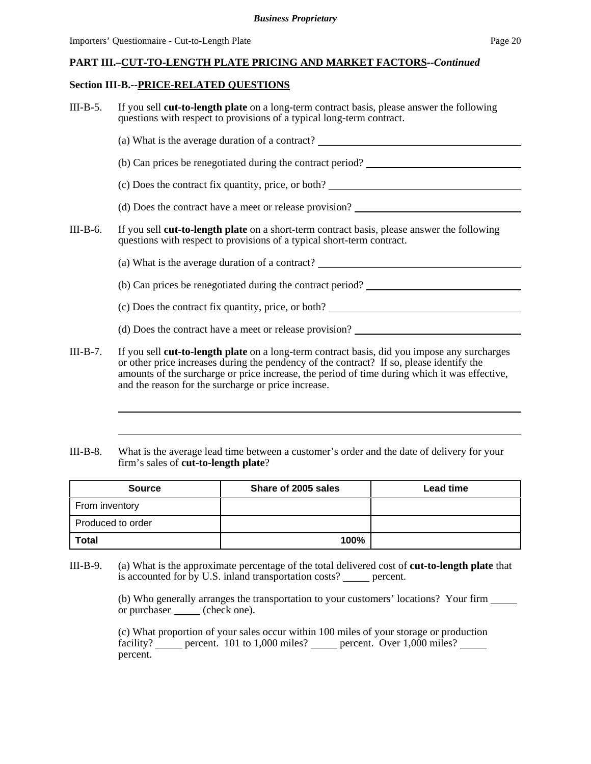**PART III.–CUT-TO-LENGTH PLATE PRICING AND MARKET FACTORS**--*Continued*

**Section III-B.--PRICE-RELATED QUESTIONS**

III-B-5. If you sell **cut-to-length plate** on a long-term contract basis, please answer the following questions with respect to provisions of a typical long-term contract.

(a) What is the average duration of a contract? ______________________

(b) Can prices be renegotiated during the contract period? ______________________

(c) Does the contract fix quantity, price, or both? ______________________

(d) Does the contract have a meet or release provision? ______________________

III-B-6. If you sell **cut-to-length plate** on a short-term contract basis, please answer the following questions with respect to provisions of a typical short-term contract.

(a) What is the average duration of a contract? ______________________

(b) Can prices be renegotiated during the contract period? ______________________

(c) Does the contract fix quantity, price, or both? ______________________

(d) Does the contract have a meet or release provision? ______________________

III-B-7. If you sell **cut-to-length plate** on a long-term contract basis, did you impose any surcharges or other price increases during the pendency of the contract? If so, please identify the amounts of the surcharge or price increase, the period of time during which it was effective, and the reason for the surcharge or price increase.

______________________________________________________________________

______________________________________________________________________

III-B-8. What is the average lead time between a customer's order and the date of delivery for your firm's sales of **cut-to-length plate**?

| Source | Share of 2005 sales | Lead time |
|---|---|---|
| From inventory | | |
| Produced to order | | |
| **Total** | **100%** | |

III-B-9. (a) What is the approximate percentage of the total delivered cost of **cut-to-length plate** that is accounted for by U.S. inland transportation costs? _____ percent.

(b) Who generally arranges the transportation to your customers' locations? Your firm _____ or purchaser _____ (check one).

(c) What proportion of your sales occur within 100 miles of your storage or production facility? _____ percent. 101 to 1,000 miles? _____ percent. Over 1,000 miles? _____ percent.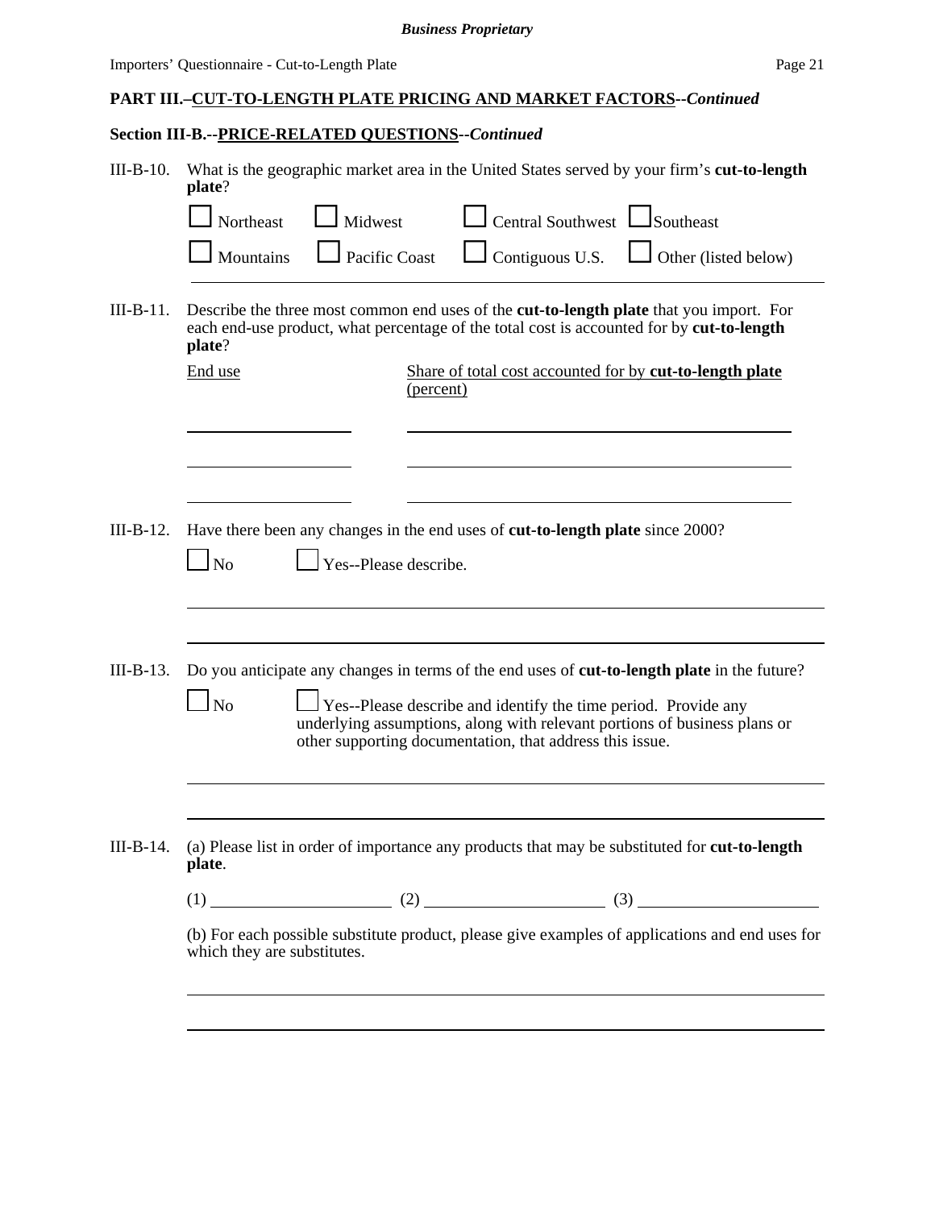**PART III.–CUT-TO-LENGTH PLATE PRICING AND MARKET FACTORS--*Continued***

**Section III-B.--PRICE-RELATED QUESTIONS--*Continued***

III-B-10. What is the geographic market area in the United States served by your firm's **cut-to-length plate**?

☐ Northeast ☐ Midwest ☐ Central Southwest ☐ Southeast

☐ Mountains ☐ Pacific Coast ☐ Contiguous U.S. ☐ Other (listed below)

______________________________________________

III-B-11. Describe the three most common end uses of the **cut-to-length plate** that you import. For each end-use product, what percentage of the total cost is accounted for by **cut-to-length plate**?

| End use | Share of total cost accounted for by **cut-to-length plate** (percent) |
|---|---|
| | |
| | |
| | |

III-B-12. Have there been any changes in the end uses of **cut-to-length plate** since 2000?

☐ No ☐ Yes--Please describe.

______________________________________________

______________________________________________

III-B-13. Do you anticipate any changes in terms of the end uses of **cut-to-length plate** in the future?

☐ No ☐ Yes--Please describe and identify the time period. Provide any underlying assumptions, along with relevant portions of business plans or other supporting documentation, that address this issue.

______________________________________________

______________________________________________

III-B-14. (a) Please list in order of importance any products that may be substituted for **cut-to-length plate**.

(1) ____________________ (2) ____________________ (3) ____________________

(b) For each possible substitute product, please give examples of applications and end uses for which they are substitutes.

______________________________________________

______________________________________________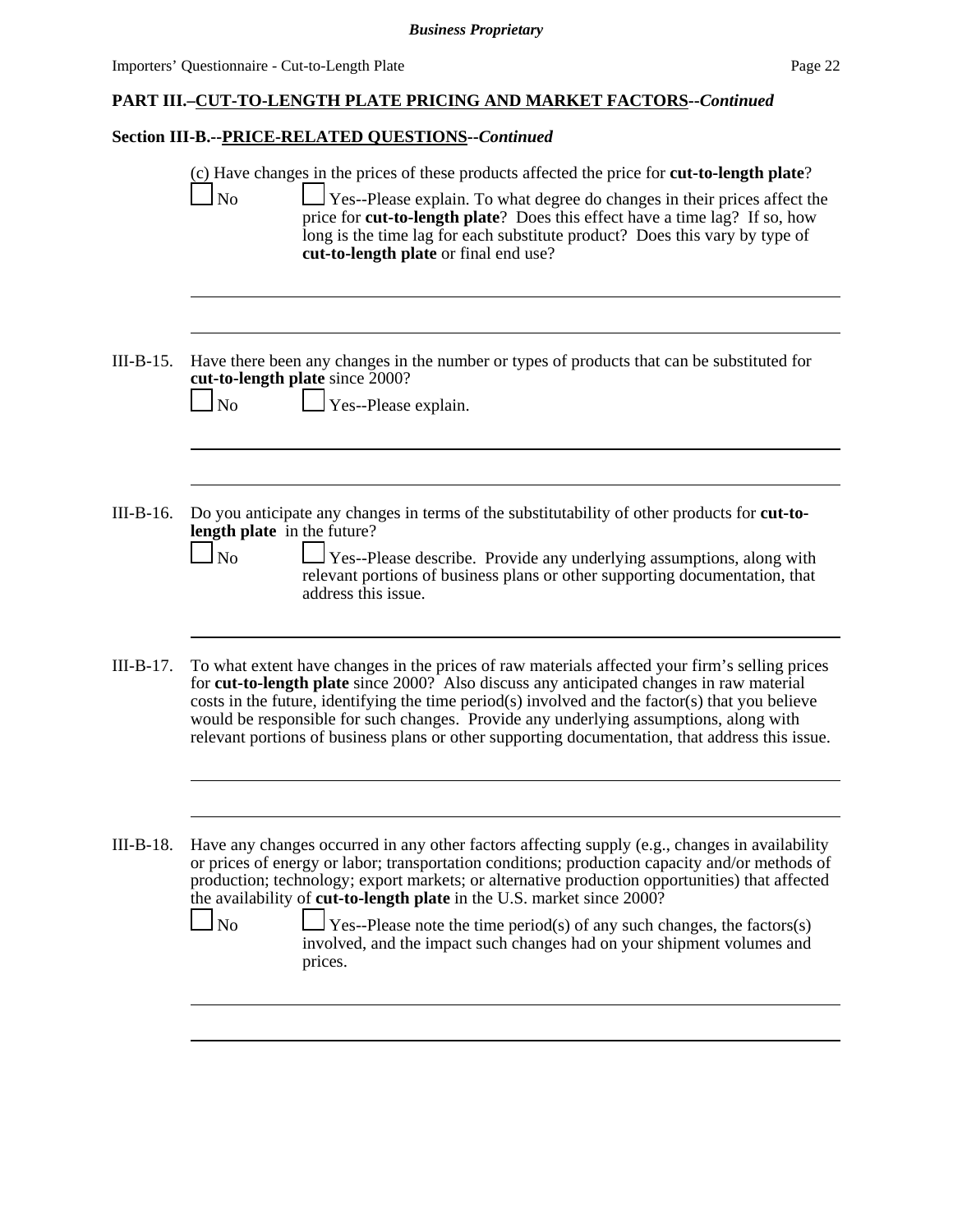**PART III.–CUT-TO-LENGTH PLATE PRICING AND MARKET FACTORS--*Continued***

**Section III-B.--PRICE-RELATED QUESTIONS--*Continued***

(c) Have changes in the prices of these products affected the price for **cut-to-length plate**?

☐ No ☐ Yes--Please explain. To what degree do changes in their prices affect the price for **cut-to-length plate**? Does this effect have a time lag? If so, how long is the time lag for each substitute product? Does this vary by type of **cut-to-length plate** or final end use?

III-B-15. Have there been any changes in the number or types of products that can be substituted for **cut-to-length plate** since 2000?

☐ No ☐ Yes--Please explain.

III-B-16. Do you anticipate any changes in terms of the substitutability of other products for **cut-to-length plate** in the future?

☐ No ☐ Yes--Please describe. Provide any underlying assumptions, along with relevant portions of business plans or other supporting documentation, that address this issue.

III-B-17. To what extent have changes in the prices of raw materials affected your firm's selling prices for **cut-to-length plate** since 2000? Also discuss any anticipated changes in raw material costs in the future, identifying the time period(s) involved and the factor(s) that you believe would be responsible for such changes. Provide any underlying assumptions, along with relevant portions of business plans or other supporting documentation, that address this issue.

III-B-18. Have any changes occurred in any other factors affecting supply (e.g., changes in availability or prices of energy or labor; transportation conditions; production capacity and/or methods of production; technology; export markets; or alternative production opportunities) that affected the availability of **cut-to-length plate** in the U.S. market since 2000?

☐ No ☐ Yes--Please note the time period(s) of any such changes, the factors(s) involved, and the impact such changes had on your shipment volumes and prices.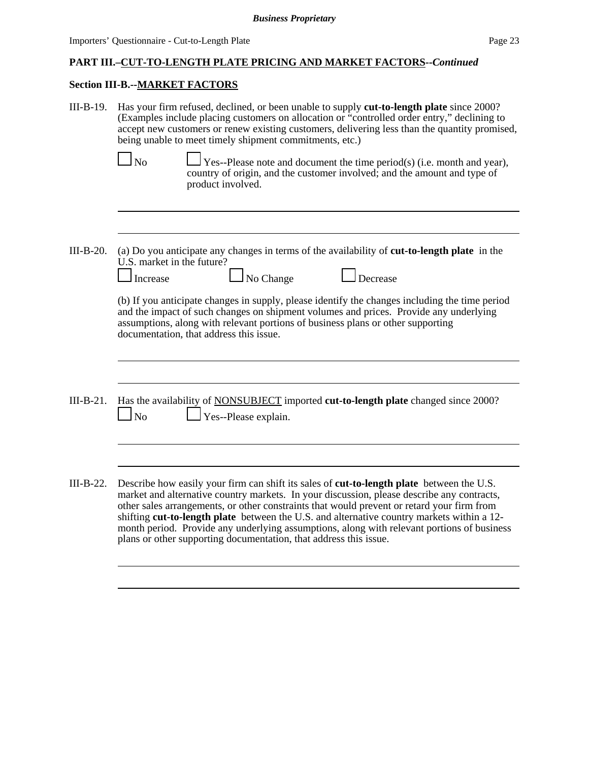## PART III.–CUT-TO-LENGTH PLATE PRICING AND MARKET FACTORS--*Continued*

### Section III-B.--MARKET FACTORS

III-B-19. Has your firm refused, declined, or been unable to supply **cut-to-length plate** since 2000? (Examples include placing customers on allocation or "controlled order entry," declining to accept new customers or renew existing customers, delivering less than the quantity promised, being unable to meet timely shipment commitments, etc.)

☐ No ☐ Yes--Please note and document the time period(s) (i.e. month and year), country of origin, and the customer involved; and the amount and type of product involved.

III-B-20. (a) Do you anticipate any changes in terms of the availability of **cut-to-length plate** in the U.S. market in the future?

☐ Increase ☐ No Change ☐ Decrease

(b) If you anticipate changes in supply, please identify the changes including the time period and the impact of such changes on shipment volumes and prices. Provide any underlying assumptions, along with relevant portions of business plans or other supporting documentation, that address this issue.

III-B-21. Has the availability of NONSUBJECT imported **cut-to-length plate** changed since 2000?

☐ No ☐ Yes--Please explain.

III-B-22. Describe how easily your firm can shift its sales of **cut-to-length plate** between the U.S. market and alternative country markets. In your discussion, please describe any contracts, other sales arrangements, or other constraints that would prevent or retard your firm from shifting **cut-to-length plate** between the U.S. and alternative country markets within a 12-month period. Provide any underlying assumptions, along with relevant portions of business plans or other supporting documentation, that address this issue.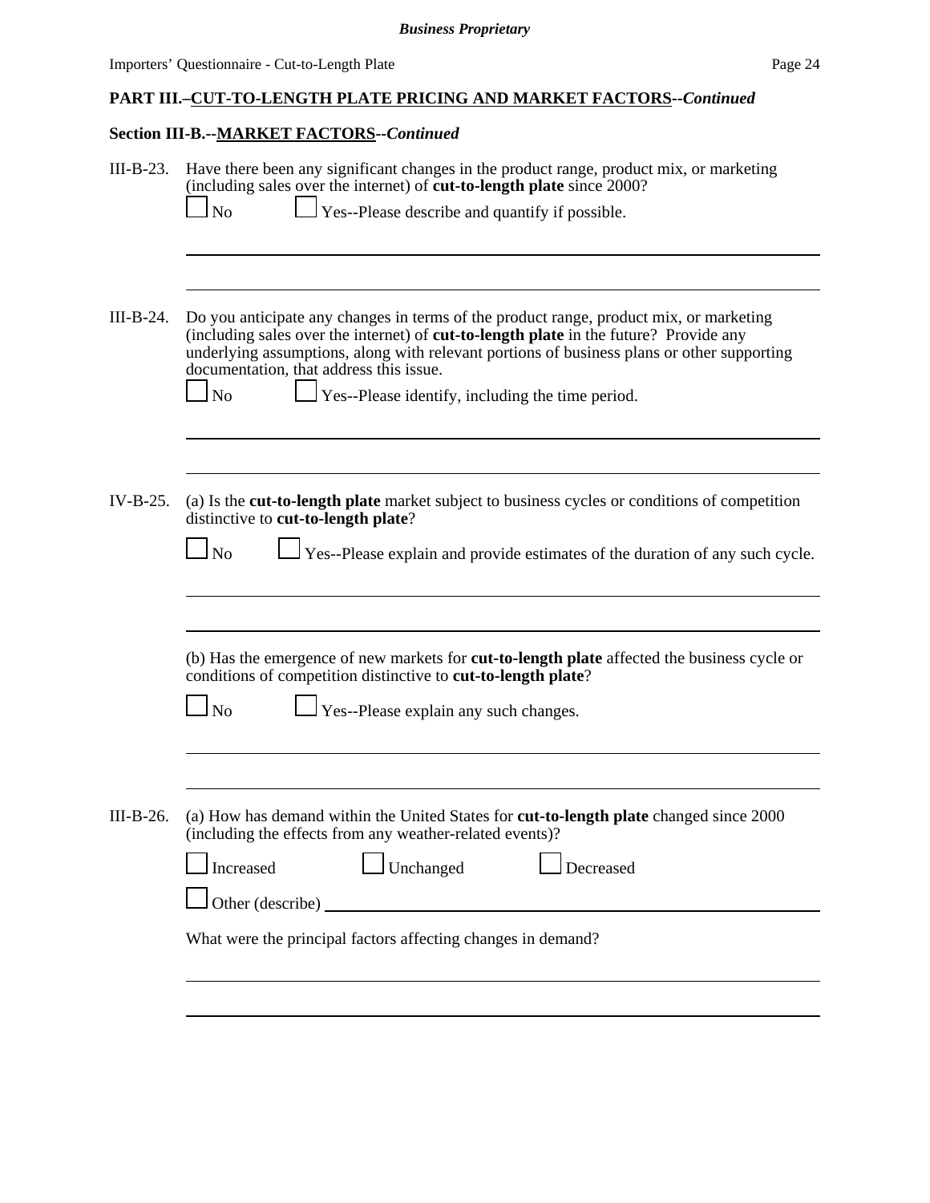**PART III.–CUT-TO-LENGTH PLATE PRICING AND MARKET FACTORS--*Continued***

**Section III-B.--MARKET FACTORS--*Continued***

III-B-23. Have there been any significant changes in the product range, product mix, or marketing (including sales over the internet) of **cut-to-length plate** since 2000?

☐ No ☐ Yes--Please describe and quantify if possible.

III-B-24. Do you anticipate any changes in terms of the product range, product mix, or marketing (including sales over the internet) of **cut-to-length plate** in the future? Provide any underlying assumptions, along with relevant portions of business plans or other supporting documentation, that address this issue.

☐ No ☐ Yes--Please identify, including the time period.

IV-B-25. (a) Is the **cut-to-length plate** market subject to business cycles or conditions of competition distinctive to **cut-to-length plate**?

☐ No ☐ Yes--Please explain and provide estimates of the duration of any such cycle.

(b) Has the emergence of new markets for **cut-to-length plate** affected the business cycle or conditions of competition distinctive to **cut-to-length plate**?

☐ No ☐ Yes--Please explain any such changes.

III-B-26. (a) How has demand within the United States for **cut-to-length plate** changed since 2000 (including the effects from any weather-related events)?

☐ Increased ☐ Unchanged ☐ Decreased

☐ Other (describe) ____________________

What were the principal factors affecting changes in demand?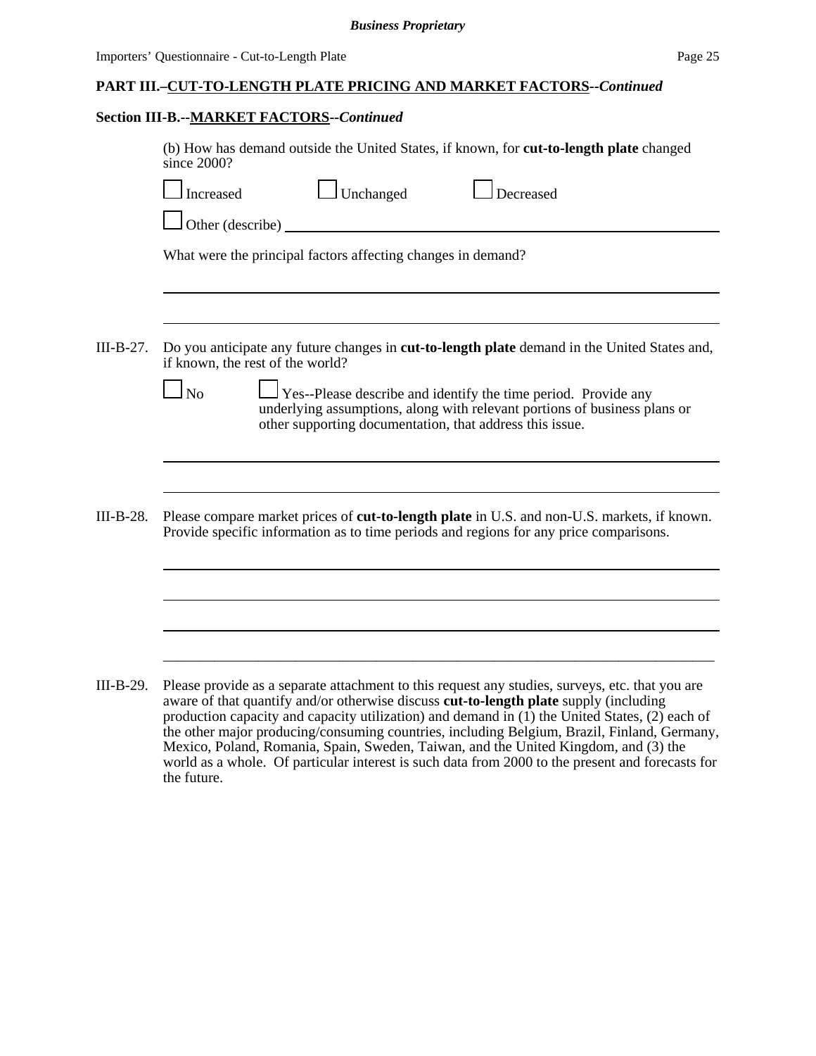**PART III.–CUT-TO-LENGTH PLATE PRICING AND MARKET FACTORS--*Continued***

**Section III-B.--MARKET FACTORS--*Continued***

(b) How has demand outside the United States, if known, for **cut-to-length plate** changed since 2000?

☐ Increased ☐ Unchanged ☐ Decreased

☐ Other (describe) ______________________________________________

What were the principal factors affecting changes in demand?

______________________________________________

______________________________________________

III-B-27. Do you anticipate any future changes in **cut-to-length plate** demand in the United States and, if known, the rest of the world?

☐ No ☐ Yes--Please describe and identify the time period. Provide any underlying assumptions, along with relevant portions of business plans or other supporting documentation, that address this issue.

______________________________________________

______________________________________________

III-B-28. Please compare market prices of **cut-to-length plate** in U.S. and non-U.S. markets, if known. Provide specific information as to time periods and regions for any price comparisons.

______________________________________________

______________________________________________

______________________________________________

______________________________________________

III-B-29. Please provide as a separate attachment to this request any studies, surveys, etc. that you are aware of that quantify and/or otherwise discuss **cut-to-length plate** supply (including production capacity and capacity utilization) and demand in (1) the United States, (2) each of the other major producing/consuming countries, including Belgium, Brazil, Finland, Germany, Mexico, Poland, Romania, Spain, Sweden, Taiwan, and the United Kingdom, and (3) the world as a whole. Of particular interest is such data from 2000 to the present and forecasts for the future.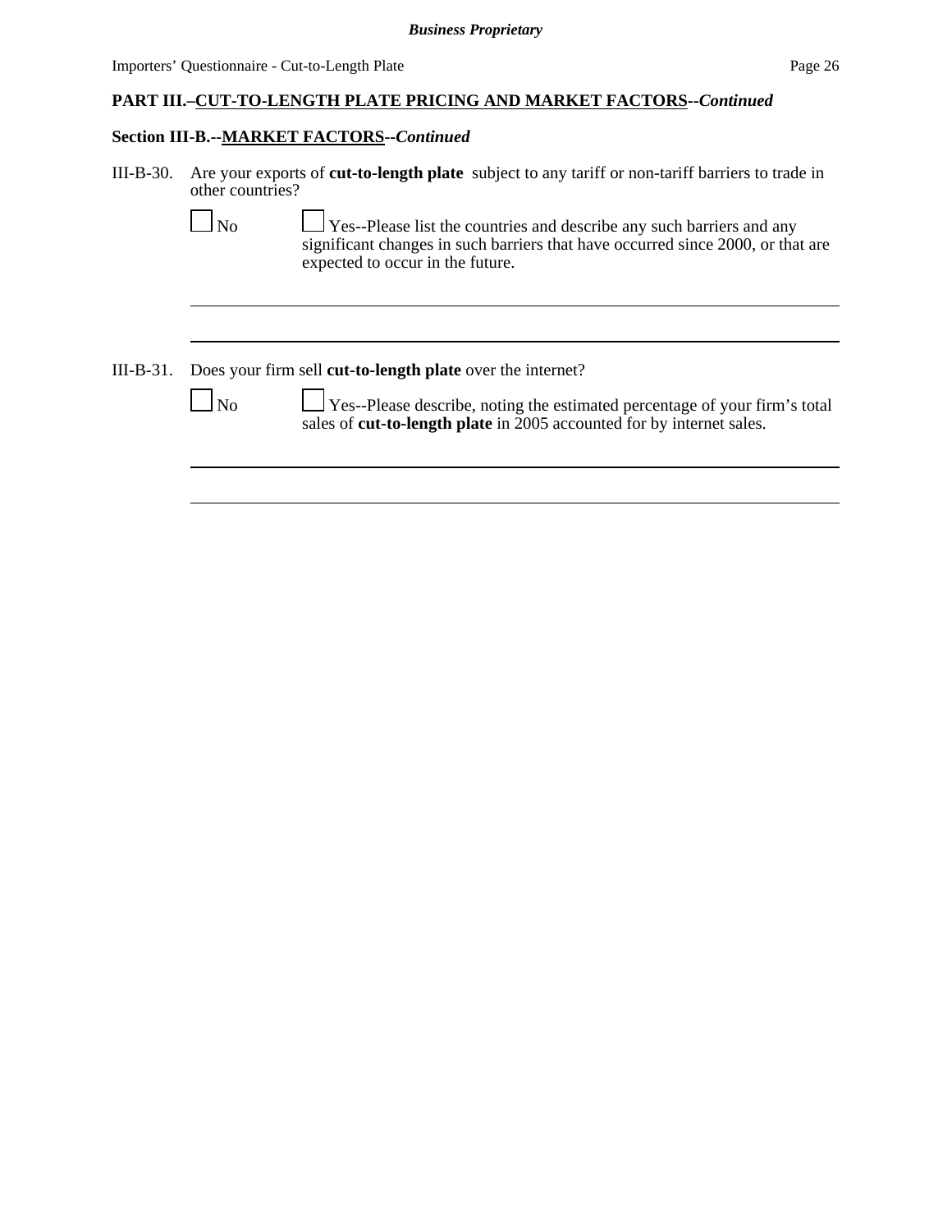## PART III.–CUT-TO-LENGTH PLATE PRICING AND MARKET FACTORS--*Continued*

### Section III-B.--MARKET FACTORS--*Continued*

III-B-30. Are your exports of **cut-to-length plate** subject to any tariff or non-tariff barriers to trade in other countries?

☐ No ☐ Yes--Please list the countries and describe any such barriers and any significant changes in such barriers that have occurred since 2000, or that are expected to occur in the future.

\_\_\_\_\_\_\_\_\_\_\_\_\_\_\_\_\_\_\_\_\_\_\_\_\_\_\_\_\_\_\_\_\_\_\_\_\_\_\_\_\_\_\_\_\_\_\_\_\_\_\_\_\_\_\_\_\_\_\_\_\_\_\_\_

\_\_\_\_\_\_\_\_\_\_\_\_\_\_\_\_\_\_\_\_\_\_\_\_\_\_\_\_\_\_\_\_\_\_\_\_\_\_\_\_\_\_\_\_\_\_\_\_\_\_\_\_\_\_\_\_\_\_\_\_\_\_\_\_

III-B-31. Does your firm sell **cut-to-length plate** over the internet?

☐ No ☐ Yes--Please describe, noting the estimated percentage of your firm's total sales of **cut-to-length plate** in 2005 accounted for by internet sales.

\_\_\_\_\_\_\_\_\_\_\_\_\_\_\_\_\_\_\_\_\_\_\_\_\_\_\_\_\_\_\_\_\_\_\_\_\_\_\_\_\_\_\_\_\_\_\_\_\_\_\_\_\_\_\_\_\_\_\_\_\_\_\_\_

\_\_\_\_\_\_\_\_\_\_\_\_\_\_\_\_\_\_\_\_\_\_\_\_\_\_\_\_\_\_\_\_\_\_\_\_\_\_\_\_\_\_\_\_\_\_\_\_\_\_\_\_\_\_\_\_\_\_\_\_\_\_\_\_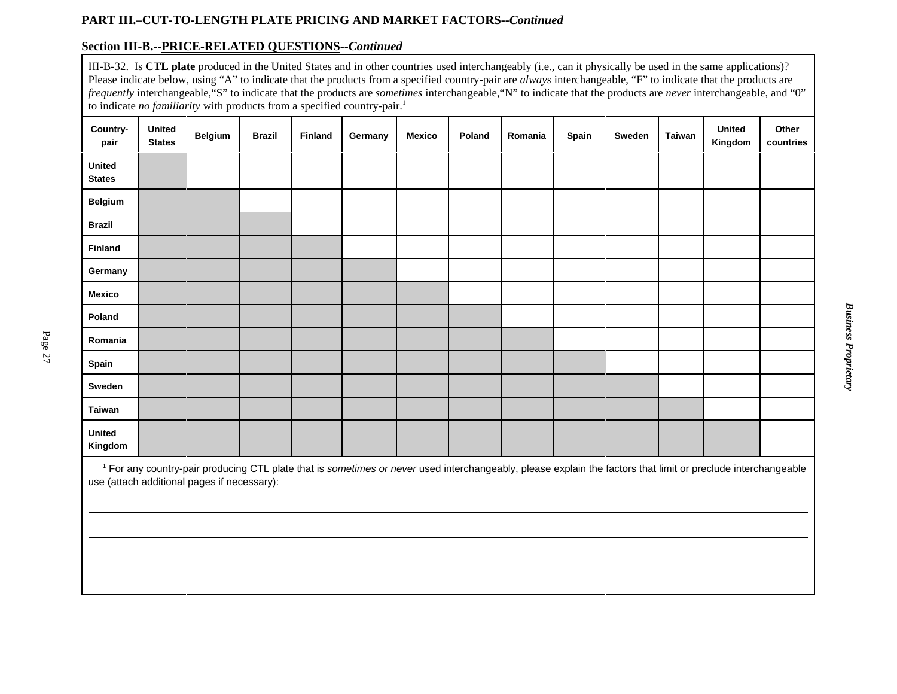**PART III.–CUT-TO-LENGTH PLATE PRICING AND MARKET FACTORS--*Continued***

**Section III-B.--PRICE-RELATED QUESTIONS--*Continued***

III-B-32. Is **CTL plate** produced in the United States and in other countries used interchangeably (i.e., can it physically be used in the same applications)? Please indicate below, using "A" to indicate that the products from a specified country-pair are *always* interchangeable, "F" to indicate that the products are *frequently* interchangeable, "S" to indicate that the products are *sometimes* interchangeable, "N" to indicate that the products are *never* interchangeable, and "0" to indicate *no familiarity* with products from a specified country-pair.[1]

| Country-pair | United States | Belgium | Brazil | Finland | Germany | Mexico | Poland | Romania | Spain | Sweden | Taiwan | United Kingdom | Other countries |
|---|---|---|---|---|---|---|---|---|---|---|---|---|---|
| United States | | | | | | | | | | | | | |
| Belgium | | | | | | | | | | | | | |
| Brazil | | | | | | | | | | | | | |
| Finland | | | | | | | | | | | | | |
| Germany | | | | | | | | | | | | | |
| Mexico | | | | | | | | | | | | | |
| Poland | | | | | | | | | | | | | |
| Romania | | | | | | | | | | | | | |
| Spain | | | | | | | | | | | | | |
| Sweden | | | | | | | | | | | | | |
| Taiwan | | | | | | | | | | | | | |
| United Kingdom | | | | | | | | | | | | | |

[1] For any country-pair producing CTL plate that is *sometimes or never* used interchangeably, please explain the factors that limit or preclude interchangeable use (attach additional pages if necessary):

______________________________________________________________________

______________________________________________________________________

______________________________________________________________________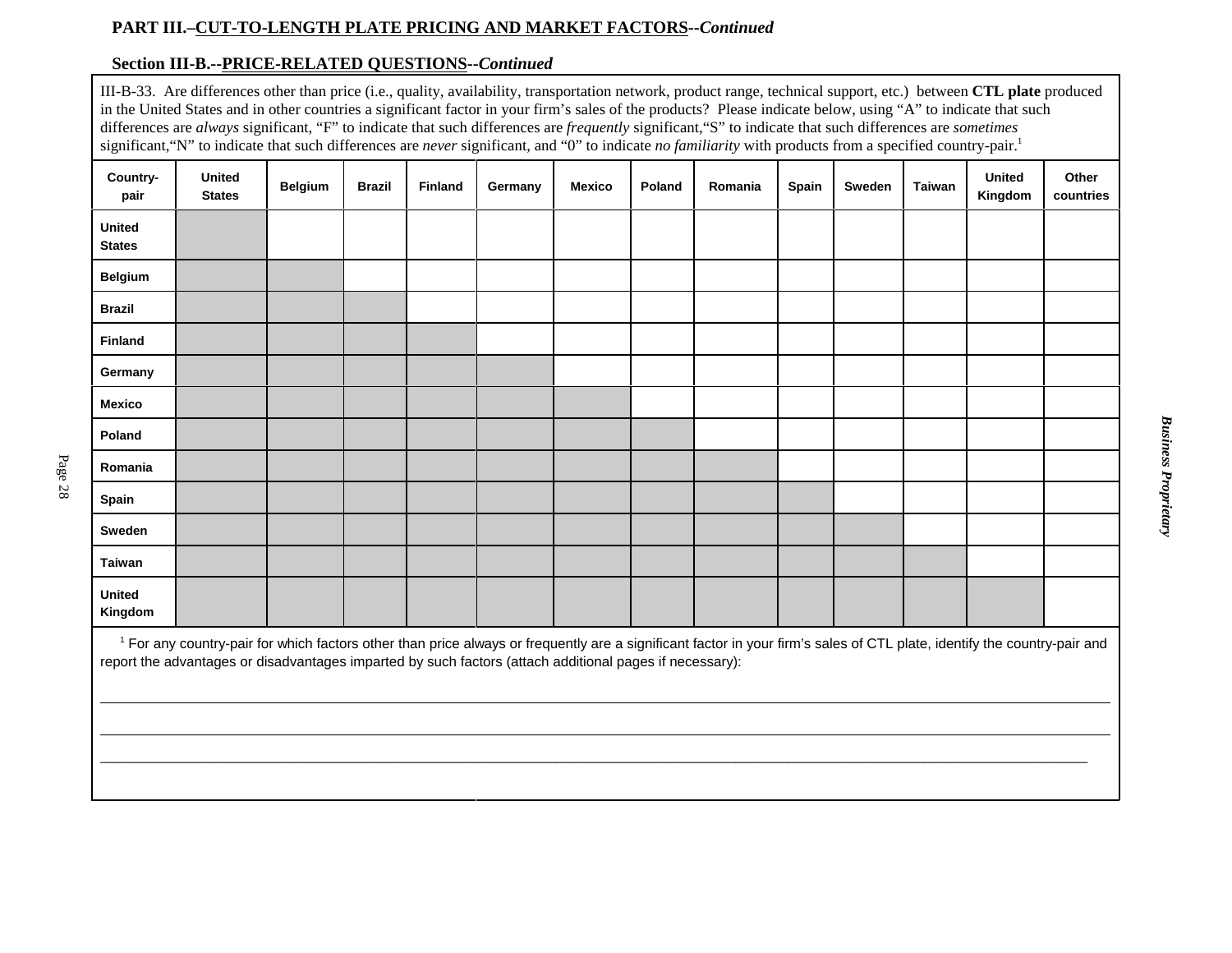**PART III.–CUT-TO-LENGTH PLATE PRICING AND MARKET FACTORS--*Continued***

**Section III-B.--PRICE-RELATED QUESTIONS--*Continued***

III-B-33. Are differences other than price (i.e., quality, availability, transportation network, product range, technical support, etc.) between **CTL plate** produced in the United States and in other countries a significant factor in your firm's sales of the products? Please indicate below, using "A" to indicate that such differences are *always* significant, "F" to indicate that such differences are *frequently* significant, "S" to indicate that such differences are *sometimes* significant, "N" to indicate that such differences are *never* significant, and "0" to indicate *no familiarity* with products from a specified country-pair.[1]

| Country-pair | United States | Belgium | Brazil | Finland | Germany | Mexico | Poland | Romania | Spain | Sweden | Taiwan | United Kingdom | Other countries |
|---|---|---|---|---|---|---|---|---|---|---|---|---|---|
| United States | | | | | | | | | | | | | |
| Belgium | | | | | | | | | | | | | |
| Brazil | | | | | | | | | | | | | |
| Finland | | | | | | | | | | | | | |
| Germany | | | | | | | | | | | | | |
| Mexico | | | | | | | | | | | | | |
| Poland | | | | | | | | | | | | | |
| Romania | | | | | | | | | | | | | |
| Spain | | | | | | | | | | | | | |
| Sweden | | | | | | | | | | | | | |
| Taiwan | | | | | | | | | | | | | |
| United Kingdom | | | | | | | | | | | | | |

[1] For any country-pair for which factors other than price always or frequently are a significant factor in your firm's sales of CTL plate, identify the country-pair and report the advantages or disadvantages imparted by such factors (attach additional pages if necessary):

______________________________________________________________________________

______________________________________________________________________________

______________________________________________________________________________

*Business Proprietary*